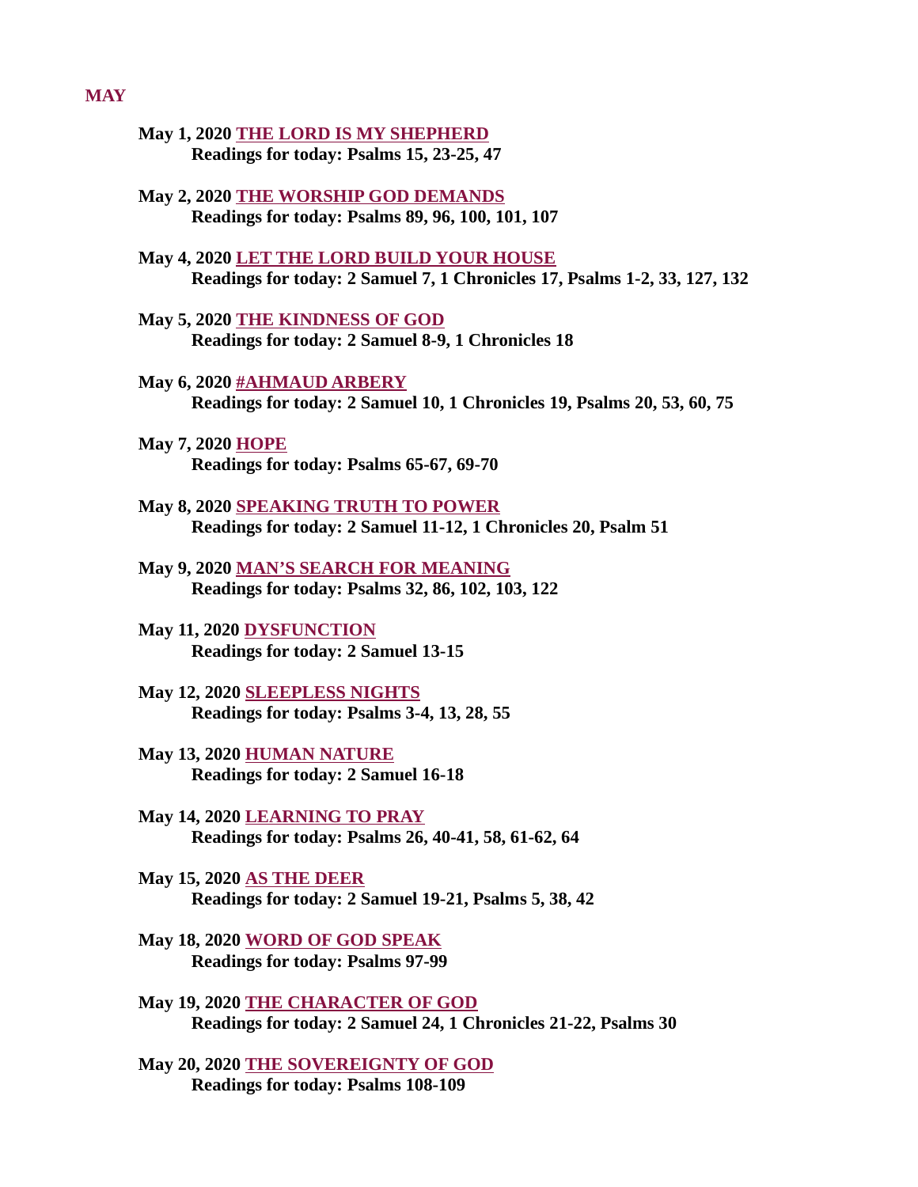## MAY

**May 1, 2020 THE LORD IS MY SHEPHERD**
**Readings for today: Psalms 15, 23-25, 47**

**May 2, 2020 THE WORSHIP GOD DEMANDS**
**Readings for today: Psalms 89, 96, 100, 101, 107**

**May 4, 2020 LET THE LORD BUILD YOUR HOUSE**
**Readings for today: 2 Samuel 7, 1 Chronicles 17, Psalms 1-2, 33, 127, 132**

**May 5, 2020 THE KINDNESS OF GOD**
**Readings for today: 2 Samuel 8-9, 1 Chronicles 18**

**May 6, 2020 #AHMAUD ARBERY**
**Readings for today: 2 Samuel 10, 1 Chronicles 19, Psalms 20, 53, 60, 75**

**May 7, 2020 HOPE**
**Readings for today: Psalms 65-67, 69-70**

**May 8, 2020 SPEAKING TRUTH TO POWER**
**Readings for today: 2 Samuel 11-12, 1 Chronicles 20, Psalm 51**

**May 9, 2020 MAN'S SEARCH FOR MEANING**
**Readings for today: Psalms 32, 86, 102, 103, 122**

**May 11, 2020 DYSFUNCTION**
**Readings for today: 2 Samuel 13-15**

**May 12, 2020 SLEEPLESS NIGHTS**
**Readings for today: Psalms 3-4, 13, 28, 55**

**May 13, 2020 HUMAN NATURE**
**Readings for today: 2 Samuel 16-18**

**May 14, 2020 LEARNING TO PRAY**
**Readings for today: Psalms 26, 40-41, 58, 61-62, 64**

**May 15, 2020 AS THE DEER**
**Readings for today: 2 Samuel 19-21, Psalms 5, 38, 42**

**May 18, 2020 WORD OF GOD SPEAK**
**Readings for today: Psalms 97-99**

**May 19, 2020 THE CHARACTER OF GOD**
**Readings for today: 2 Samuel 24, 1 Chronicles 21-22, Psalms 30**

**May 20, 2020 THE SOVEREIGNTY OF GOD**
**Readings for today: Psalms 108-109**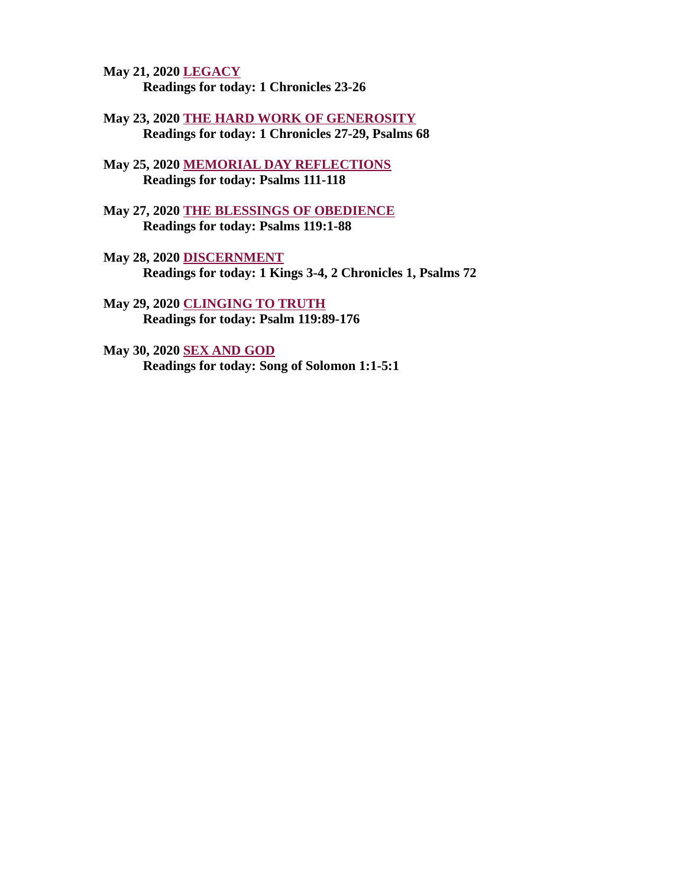**May 21, 2020 LEGACY**
**Readings for today: 1 Chronicles 23-26**

**May 23, 2020 THE HARD WORK OF GENEROSITY**
**Readings for today: 1 Chronicles 27-29, Psalms 68**

**May 25, 2020 MEMORIAL DAY REFLECTIONS**
**Readings for today: Psalms 111-118**

**May 27, 2020 THE BLESSINGS OF OBEDIENCE**
**Readings for today: Psalms 119:1-88**

**May 28, 2020 DISCERNMENT**
**Readings for today: 1 Kings 3-4, 2 Chronicles 1, Psalms 72**

**May 29, 2020 CLINGING TO TRUTH**
**Readings for today: Psalm 119:89-176**

**May 30, 2020 SEX AND GOD**
**Readings for today: Song of Solomon 1:1-5:1**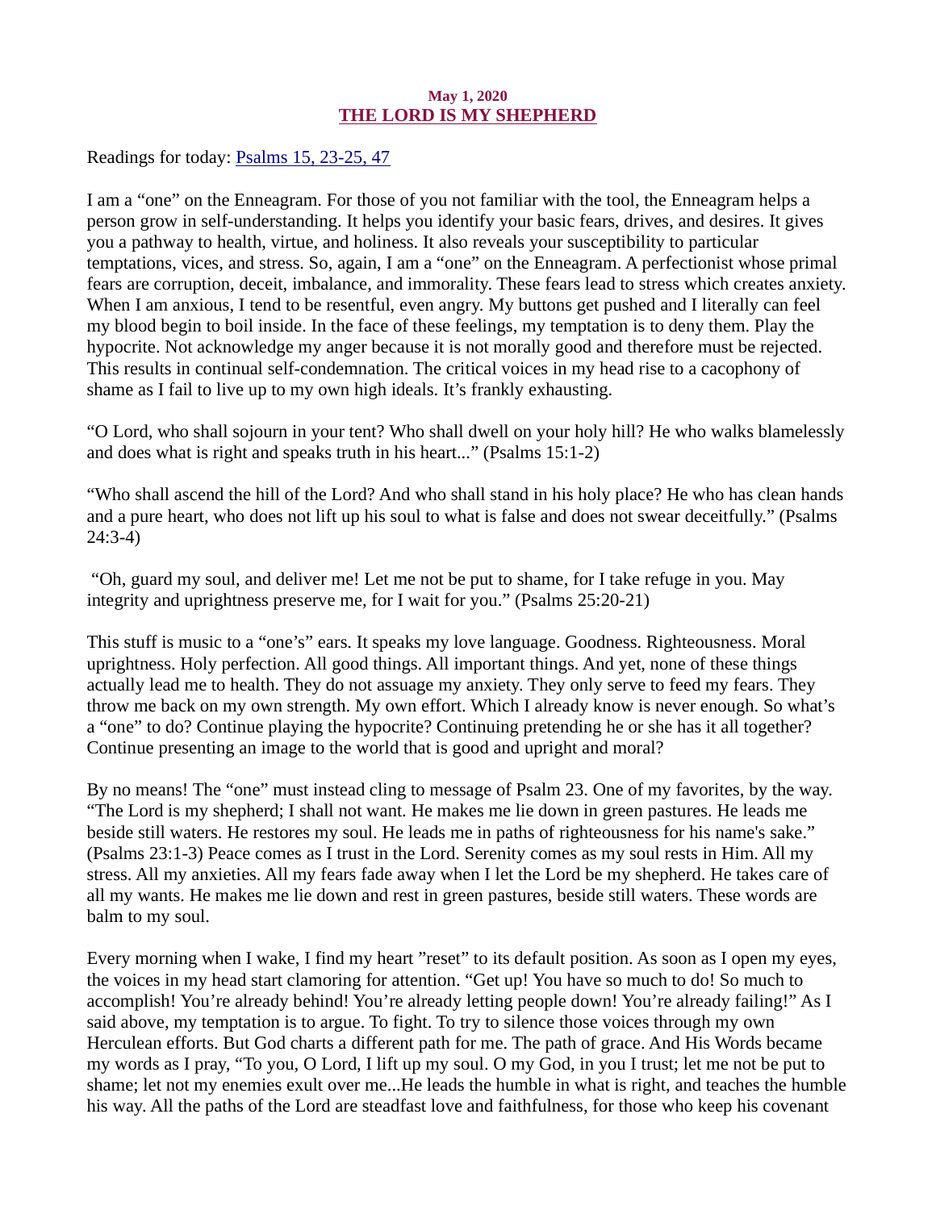**May 1, 2020**

# THE LORD IS MY SHEPHERD

Readings for today: [Psalms 15, 23-25, 47]

I am a "one" on the Enneagram. For those of you not familiar with the tool, the Enneagram helps a person grow in self-understanding. It helps you identify your basic fears, drives, and desires. It gives you a pathway to health, virtue, and holiness. It also reveals your susceptibility to particular temptations, vices, and stress. So, again, I am a "one" on the Enneagram. A perfectionist whose primal fears are corruption, deceit, imbalance, and immorality. These fears lead to stress which creates anxiety. When I am anxious, I tend to be resentful, even angry. My buttons get pushed and I literally can feel my blood begin to boil inside. In the face of these feelings, my temptation is to deny them. Play the hypocrite. Not acknowledge my anger because it is not morally good and therefore must be rejected. This results in continual self-condemnation. The critical voices in my head rise to a cacophony of shame as I fail to live up to my own high ideals. It's frankly exhausting.

"O Lord, who shall sojourn in your tent? Who shall dwell on your holy hill? He who walks blamelessly and does what is right and speaks truth in his heart..." (Psalms 15:1-2)

"Who shall ascend the hill of the Lord? And who shall stand in his holy place? He who has clean hands and a pure heart, who does not lift up his soul to what is false and does not swear deceitfully." (Psalms 24:3-4)

"Oh, guard my soul, and deliver me! Let me not be put to shame, for I take refuge in you. May integrity and uprightness preserve me, for I wait for you." (Psalms 25:20-21)

This stuff is music to a "one's" ears. It speaks my love language. Goodness. Righteousness. Moral uprightness. Holy perfection. All good things. All important things. And yet, none of these things actually lead me to health. They do not assuage my anxiety. They only serve to feed my fears. They throw me back on my own strength. My own effort. Which I already know is never enough. So what's a "one" to do? Continue playing the hypocrite? Continuing pretending he or she has it all together? Continue presenting an image to the world that is good and upright and moral?

By no means! The "one" must instead cling to message of Psalm 23. One of my favorites, by the way. "The Lord is my shepherd; I shall not want. He makes me lie down in green pastures. He leads me beside still waters. He restores my soul. He leads me in paths of righteousness for his name's sake." (Psalms 23:1-3) Peace comes as I trust in the Lord. Serenity comes as my soul rests in Him. All my stress. All my anxieties. All my fears fade away when I let the Lord be my shepherd. He takes care of all my wants. He makes me lie down and rest in green pastures, beside still waters. These words are balm to my soul.

Every morning when I wake, I find my heart "reset" to its default position. As soon as I open my eyes, the voices in my head start clamoring for attention. "Get up! You have so much to do! So much to accomplish! You're already behind! You're already letting people down! You're already failing!" As I said above, my temptation is to argue. To fight. To try to silence those voices through my own Herculean efforts. But God charts a different path for me. The path of grace. And His Words became my words as I pray, "To you, O Lord, I lift up my soul. O my God, in you I trust; let me not be put to shame; let not my enemies exult over me...He leads the humble in what is right, and teaches the humble his way. All the paths of the Lord are steadfast love and faithfulness, for those who keep his covenant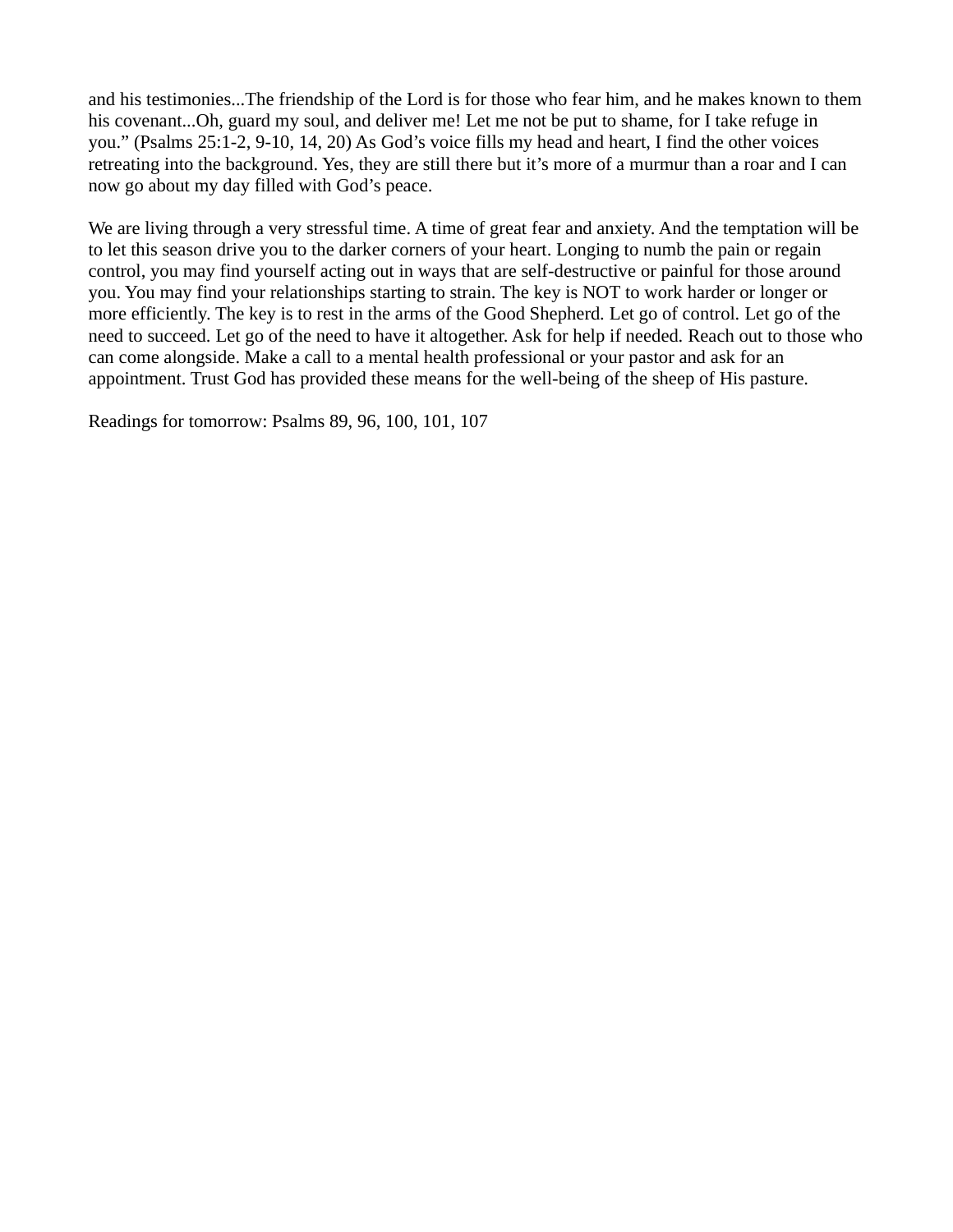and his testimonies...The friendship of the Lord is for those who fear him, and he makes known to them his covenant...Oh, guard my soul, and deliver me! Let me not be put to shame, for I take refuge in you." (Psalms 25:1-2, 9-10, 14, 20) As God's voice fills my head and heart, I find the other voices retreating into the background. Yes, they are still there but it's more of a murmur than a roar and I can now go about my day filled with God's peace.

We are living through a very stressful time. A time of great fear and anxiety. And the temptation will be to let this season drive you to the darker corners of your heart. Longing to numb the pain or regain control, you may find yourself acting out in ways that are self-destructive or painful for those around you. You may find your relationships starting to strain. The key is NOT to work harder or longer or more efficiently. The key is to rest in the arms of the Good Shepherd. Let go of control. Let go of the need to succeed. Let go of the need to have it altogether. Ask for help if needed. Reach out to those who can come alongside. Make a call to a mental health professional or your pastor and ask for an appointment. Trust God has provided these means for the well-being of the sheep of His pasture.

Readings for tomorrow: Psalms 89, 96, 100, 101, 107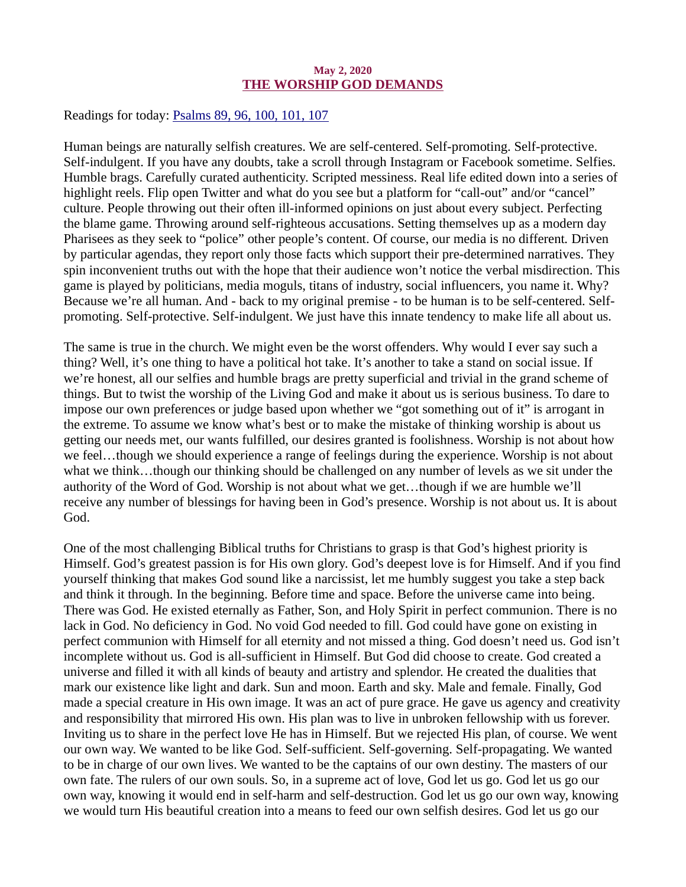**May 2, 2020**

## THE WORSHIP GOD DEMANDS

Readings for today: Psalms 89, 96, 100, 101, 107

Human beings are naturally selfish creatures. We are self-centered. Self-promoting. Self-protective. Self-indulgent. If you have any doubts, take a scroll through Instagram or Facebook sometime. Selfies. Humble brags. Carefully curated authenticity. Scripted messiness. Real life edited down into a series of highlight reels. Flip open Twitter and what do you see but a platform for "call-out" and/or "cancel" culture. People throwing out their often ill-informed opinions on just about every subject. Perfecting the blame game. Throwing around self-righteous accusations. Setting themselves up as a modern day Pharisees as they seek to "police" other people's content. Of course, our media is no different. Driven by particular agendas, they report only those facts which support their pre-determined narratives. They spin inconvenient truths out with the hope that their audience won't notice the verbal misdirection. This game is played by politicians, media moguls, titans of industry, social influencers, you name it. Why? Because we're all human. And - back to my original premise - to be human is to be self-centered. Self-promoting. Self-protective. Self-indulgent. We just have this innate tendency to make life all about us.

The same is true in the church. We might even be the worst offenders. Why would I ever say such a thing? Well, it's one thing to have a political hot take. It's another to take a stand on social issue. If we're honest, all our selfies and humble brags are pretty superficial and trivial in the grand scheme of things. But to twist the worship of the Living God and make it about us is serious business. To dare to impose our own preferences or judge based upon whether we "got something out of it" is arrogant in the extreme. To assume we know what's best or to make the mistake of thinking worship is about us getting our needs met, our wants fulfilled, our desires granted is foolishness. Worship is not about how we feel…though we should experience a range of feelings during the experience. Worship is not about what we think…though our thinking should be challenged on any number of levels as we sit under the authority of the Word of God. Worship is not about what we get…though if we are humble we'll receive any number of blessings for having been in God's presence. Worship is not about us. It is about God.

One of the most challenging Biblical truths for Christians to grasp is that God's highest priority is Himself. God's greatest passion is for His own glory. God's deepest love is for Himself. And if you find yourself thinking that makes God sound like a narcissist, let me humbly suggest you take a step back and think it through. In the beginning. Before time and space. Before the universe came into being. There was God. He existed eternally as Father, Son, and Holy Spirit in perfect communion. There is no lack in God. No deficiency in God. No void God needed to fill. God could have gone on existing in perfect communion with Himself for all eternity and not missed a thing. God doesn't need us. God isn't incomplete without us. God is all-sufficient in Himself. But God did choose to create. God created a universe and filled it with all kinds of beauty and artistry and splendor. He created the dualities that mark our existence like light and dark. Sun and moon. Earth and sky. Male and female. Finally, God made a special creature in His own image. It was an act of pure grace. He gave us agency and creativity and responsibility that mirrored His own. His plan was to live in unbroken fellowship with us forever. Inviting us to share in the perfect love He has in Himself. But we rejected His plan, of course. We went our own way. We wanted to be like God. Self-sufficient. Self-governing. Self-propagating. We wanted to be in charge of our own lives. We wanted to be the captains of our own destiny. The masters of our own fate. The rulers of our own souls. So, in a supreme act of love, God let us go. God let us go our own way, knowing it would end in self-harm and self-destruction. God let us go our own way, knowing we would turn His beautiful creation into a means to feed our own selfish desires. God let us go our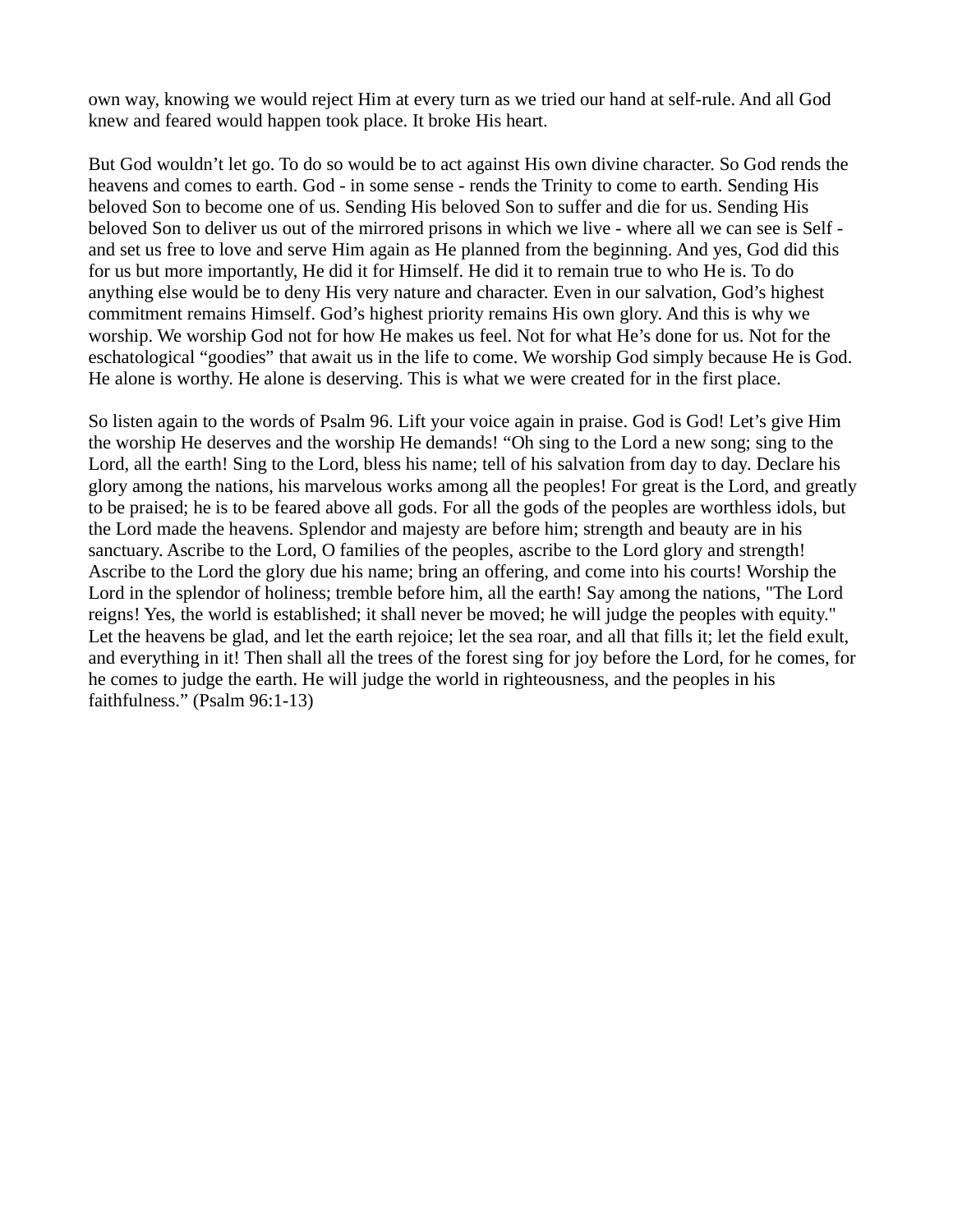own way, knowing we would reject Him at every turn as we tried our hand at self-rule. And all God knew and feared would happen took place. It broke His heart.

But God wouldn't let go. To do so would be to act against His own divine character. So God rends the heavens and comes to earth. God - in some sense - rends the Trinity to come to earth. Sending His beloved Son to become one of us. Sending His beloved Son to suffer and die for us. Sending His beloved Son to deliver us out of the mirrored prisons in which we live - where all we can see is Self - and set us free to love and serve Him again as He planned from the beginning. And yes, God did this for us but more importantly, He did it for Himself. He did it to remain true to who He is. To do anything else would be to deny His very nature and character. Even in our salvation, God's highest commitment remains Himself. God's highest priority remains His own glory. And this is why we worship. We worship God not for how He makes us feel. Not for what He's done for us. Not for the eschatological "goodies" that await us in the life to come. We worship God simply because He is God. He alone is worthy. He alone is deserving. This is what we were created for in the first place.

So listen again to the words of Psalm 96. Lift your voice again in praise. God is God! Let's give Him the worship He deserves and the worship He demands! "Oh sing to the Lord a new song; sing to the Lord, all the earth! Sing to the Lord, bless his name; tell of his salvation from day to day. Declare his glory among the nations, his marvelous works among all the peoples! For great is the Lord, and greatly to be praised; he is to be feared above all gods. For all the gods of the peoples are worthless idols, but the Lord made the heavens. Splendor and majesty are before him; strength and beauty are in his sanctuary. Ascribe to the Lord, O families of the peoples, ascribe to the Lord glory and strength! Ascribe to the Lord the glory due his name; bring an offering, and come into his courts! Worship the Lord in the splendor of holiness; tremble before him, all the earth! Say among the nations, "The Lord reigns! Yes, the world is established; it shall never be moved; he will judge the peoples with equity." Let the heavens be glad, and let the earth rejoice; let the sea roar, and all that fills it; let the field exult, and everything in it! Then shall all the trees of the forest sing for joy before the Lord, for he comes, for he comes to judge the earth. He will judge the world in righteousness, and the peoples in his faithfulness." (Psalm 96:1-13)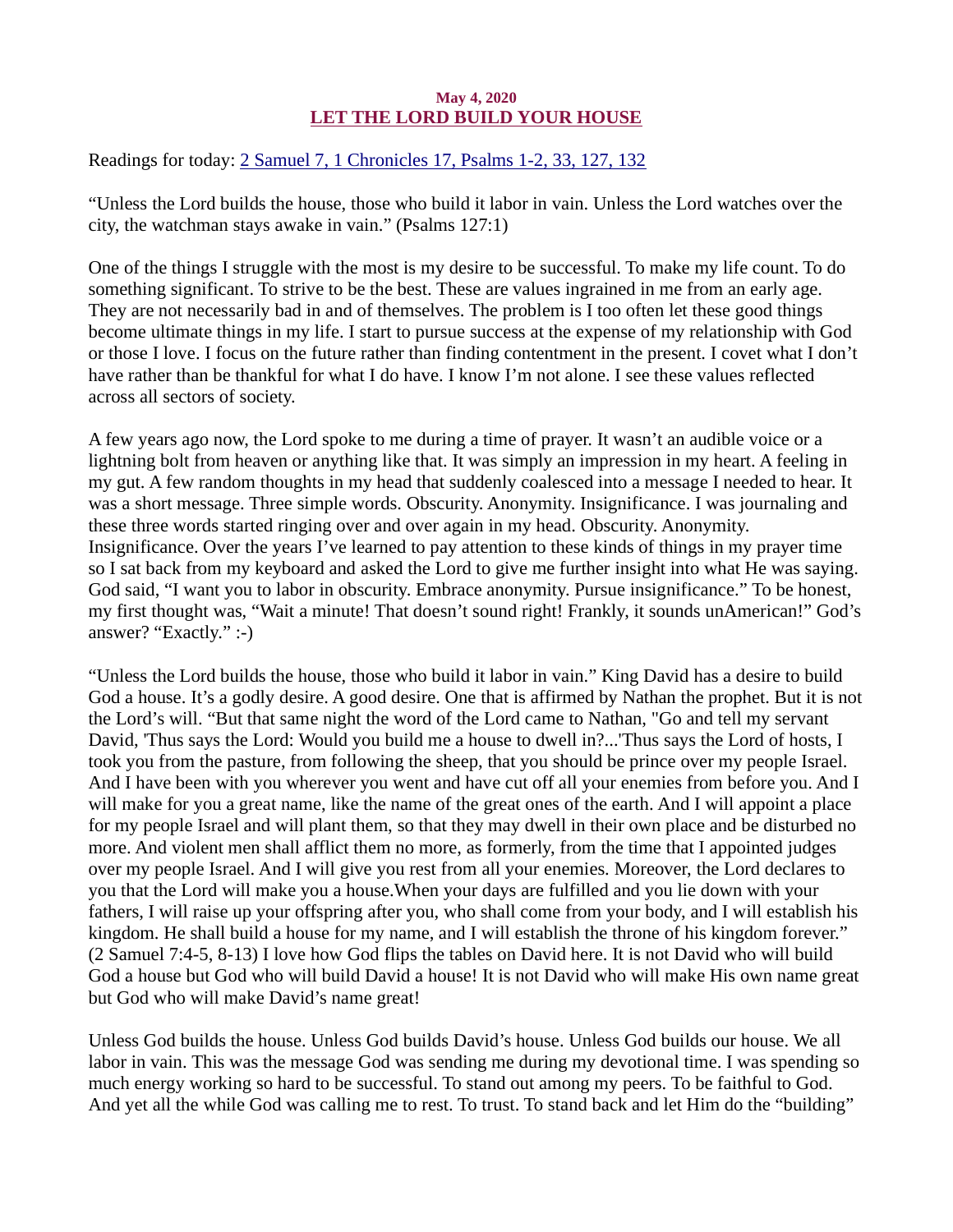**May 4, 2020**

## LET THE LORD BUILD YOUR HOUSE

Readings for today: [2 Samuel 7, 1 Chronicles 17, Psalms 1-2, 33, 127, 132]

“Unless the Lord builds the house, those who build it labor in vain. Unless the Lord watches over the city, the watchman stays awake in vain.” (Psalms 127:1)

One of the things I struggle with the most is my desire to be successful. To make my life count. To do something significant. To strive to be the best. These are values ingrained in me from an early age. They are not necessarily bad in and of themselves. The problem is I too often let these good things become ultimate things in my life. I start to pursue success at the expense of my relationship with God or those I love. I focus on the future rather than finding contentment in the present. I covet what I don’t have rather than be thankful for what I do have. I know I’m not alone. I see these values reflected across all sectors of society.

A few years ago now, the Lord spoke to me during a time of prayer. It wasn’t an audible voice or a lightning bolt from heaven or anything like that. It was simply an impression in my heart. A feeling in my gut. A few random thoughts in my head that suddenly coalesced into a message I needed to hear. It was a short message. Three simple words. Obscurity. Anonymity. Insignificance. I was journaling and these three words started ringing over and over again in my head. Obscurity. Anonymity. Insignificance. Over the years I’ve learned to pay attention to these kinds of things in my prayer time so I sat back from my keyboard and asked the Lord to give me further insight into what He was saying. God said, “I want you to labor in obscurity. Embrace anonymity. Pursue insignificance.” To be honest, my first thought was, “Wait a minute! That doesn’t sound right! Frankly, it sounds unAmerican!” God’s answer? “Exactly.” :-)

“Unless the Lord builds the house, those who build it labor in vain.” King David has a desire to build God a house. It’s a godly desire. A good desire. One that is affirmed by Nathan the prophet. But it is not the Lord’s will. “But that same night the word of the Lord came to Nathan, "Go and tell my servant David, 'Thus says the Lord: Would you build me a house to dwell in?...'Thus says the Lord of hosts, I took you from the pasture, from following the sheep, that you should be prince over my people Israel. And I have been with you wherever you went and have cut off all your enemies from before you. And I will make for you a great name, like the name of the great ones of the earth. And I will appoint a place for my people Israel and will plant them, so that they may dwell in their own place and be disturbed no more. And violent men shall afflict them no more, as formerly, from the time that I appointed judges over my people Israel. And I will give you rest from all your enemies. Moreover, the Lord declares to you that the Lord will make you a house.When your days are fulfilled and you lie down with your fathers, I will raise up your offspring after you, who shall come from your body, and I will establish his kingdom. He shall build a house for my name, and I will establish the throne of his kingdom forever.” (2 Samuel 7:4-5, 8-13) I love how God flips the tables on David here. It is not David who will build God a house but God who will build David a house! It is not David who will make His own name great but God who will make David’s name great!

Unless God builds the house. Unless God builds David’s house. Unless God builds our house. We all labor in vain. This was the message God was sending me during my devotional time. I was spending so much energy working so hard to be successful. To stand out among my peers. To be faithful to God. And yet all the while God was calling me to rest. To trust. To stand back and let Him do the “building”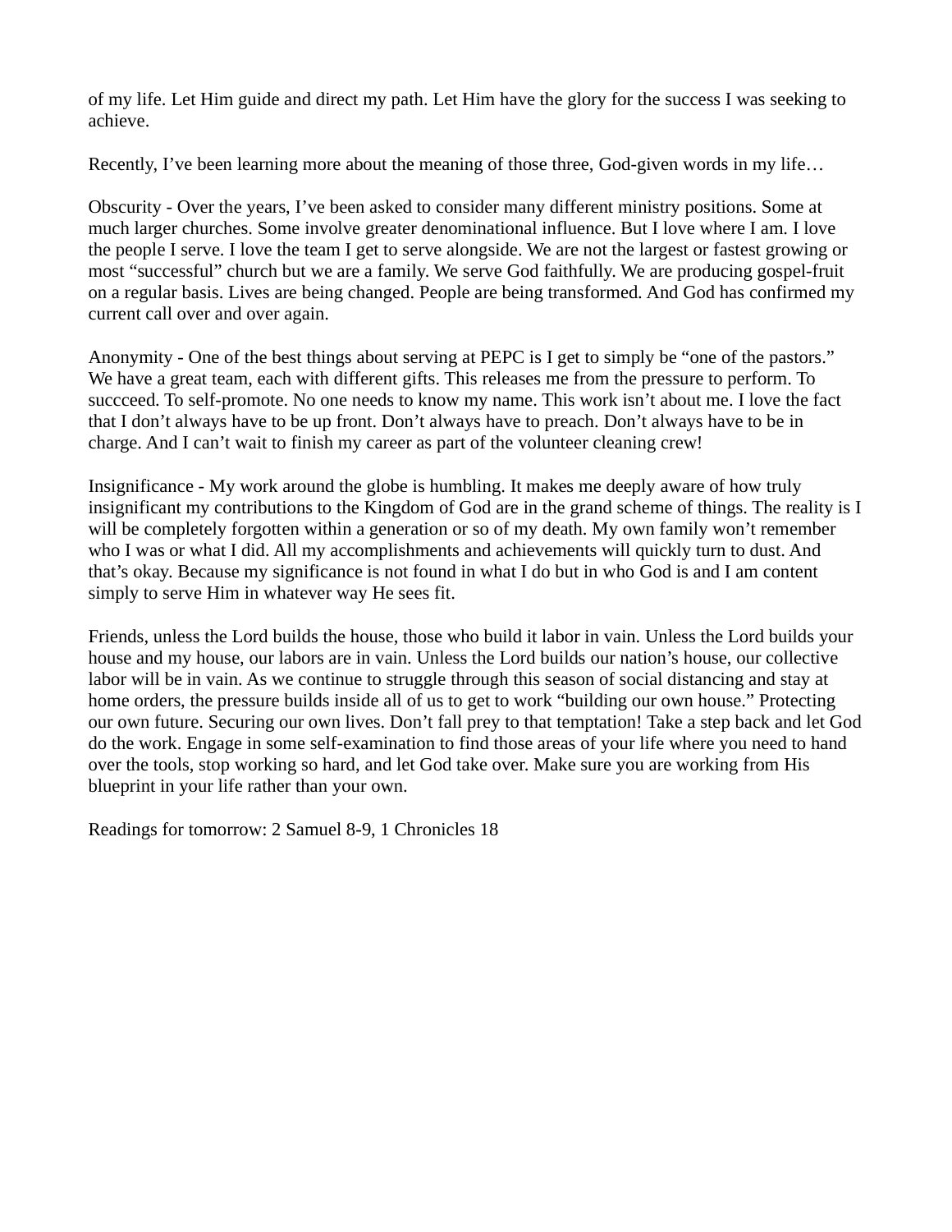of my life. Let Him guide and direct my path. Let Him have the glory for the success I was seeking to achieve.

Recently, I've been learning more about the meaning of those three, God-given words in my life…

Obscurity - Over the years, I've been asked to consider many different ministry positions. Some at much larger churches. Some involve greater denominational influence. But I love where I am. I love the people I serve. I love the team I get to serve alongside. We are not the largest or fastest growing or most "successful" church but we are a family. We serve God faithfully. We are producing gospel-fruit on a regular basis. Lives are being changed. People are being transformed. And God has confirmed my current call over and over again.

Anonymity - One of the best things about serving at PEPC is I get to simply be "one of the pastors." We have a great team, each with different gifts. This releases me from the pressure to perform. To succceed. To self-promote. No one needs to know my name. This work isn't about me. I love the fact that I don't always have to be up front. Don't always have to preach. Don't always have to be in charge. And I can't wait to finish my career as part of the volunteer cleaning crew!

Insignificance - My work around the globe is humbling. It makes me deeply aware of how truly insignificant my contributions to the Kingdom of God are in the grand scheme of things. The reality is I will be completely forgotten within a generation or so of my death. My own family won't remember who I was or what I did. All my accomplishments and achievements will quickly turn to dust. And that's okay. Because my significance is not found in what I do but in who God is and I am content simply to serve Him in whatever way He sees fit.

Friends, unless the Lord builds the house, those who build it labor in vain. Unless the Lord builds your house and my house, our labors are in vain. Unless the Lord builds our nation's house, our collective labor will be in vain. As we continue to struggle through this season of social distancing and stay at home orders, the pressure builds inside all of us to get to work "building our own house." Protecting our own future. Securing our own lives. Don't fall prey to that temptation! Take a step back and let God do the work. Engage in some self-examination to find those areas of your life where you need to hand over the tools, stop working so hard, and let God take over. Make sure you are working from His blueprint in your life rather than your own.

Readings for tomorrow: 2 Samuel 8-9, 1 Chronicles 18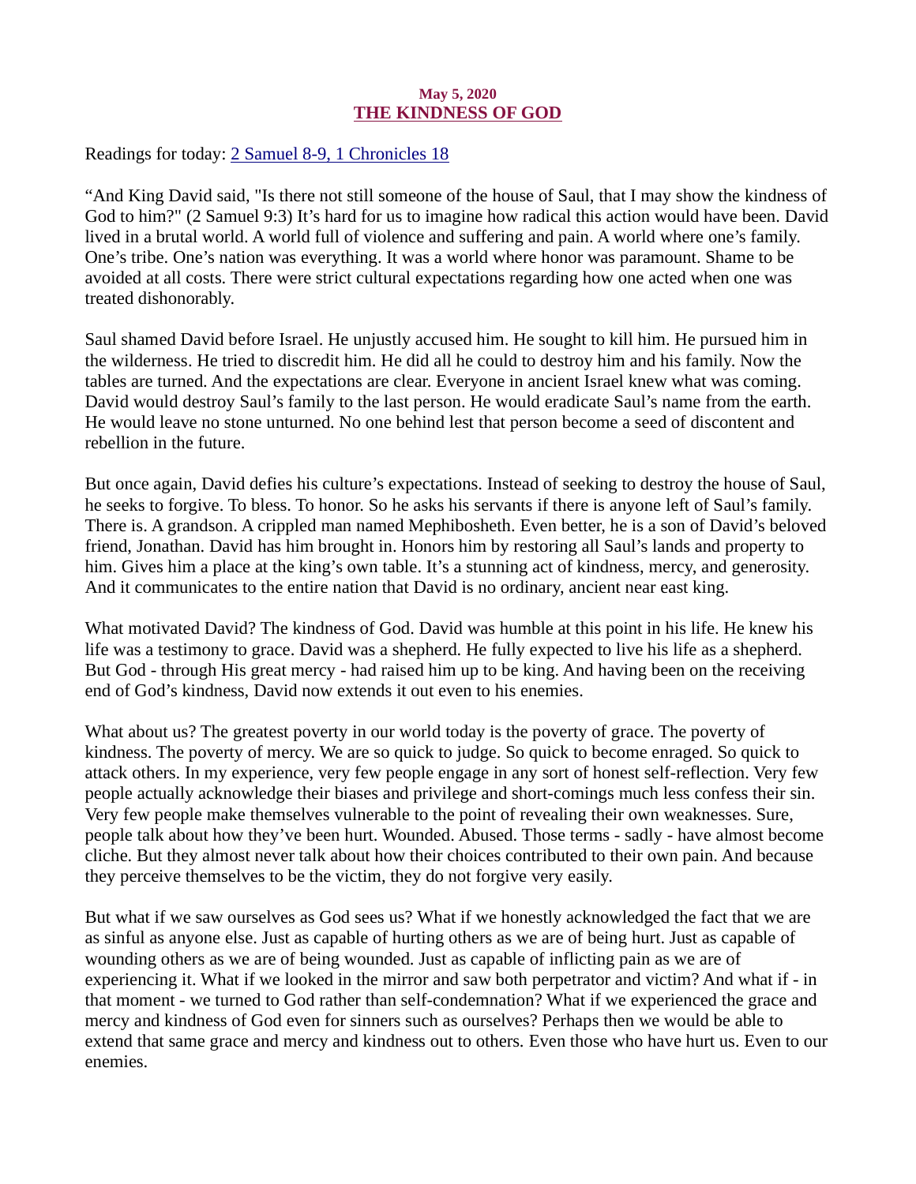**May 5, 2020**

# THE KINDNESS OF GOD

Readings for today: [2 Samuel 8-9, 1 Chronicles 18]()

“And King David said, "Is there not still someone of the house of Saul, that I may show the kindness of God to him?" (2 Samuel 9:3) It’s hard for us to imagine how radical this action would have been. David lived in a brutal world. A world full of violence and suffering and pain. A world where one’s family. One’s tribe. One’s nation was everything. It was a world where honor was paramount. Shame to be avoided at all costs. There were strict cultural expectations regarding how one acted when one was treated dishonorably.

Saul shamed David before Israel. He unjustly accused him. He sought to kill him. He pursued him in the wilderness. He tried to discredit him. He did all he could to destroy him and his family. Now the tables are turned. And the expectations are clear. Everyone in ancient Israel knew what was coming. David would destroy Saul’s family to the last person. He would eradicate Saul’s name from the earth. He would leave no stone unturned. No one behind lest that person become a seed of discontent and rebellion in the future.

But once again, David defies his culture’s expectations. Instead of seeking to destroy the house of Saul, he seeks to forgive. To bless. To honor. So he asks his servants if there is anyone left of Saul’s family. There is. A grandson. A crippled man named Mephibosheth. Even better, he is a son of David’s beloved friend, Jonathan. David has him brought in. Honors him by restoring all Saul’s lands and property to him. Gives him a place at the king’s own table. It’s a stunning act of kindness, mercy, and generosity. And it communicates to the entire nation that David is no ordinary, ancient near east king.

What motivated David? The kindness of God. David was humble at this point in his life. He knew his life was a testimony to grace. David was a shepherd. He fully expected to live his life as a shepherd. But God - through His great mercy - had raised him up to be king. And having been on the receiving end of God’s kindness, David now extends it out even to his enemies.

What about us? The greatest poverty in our world today is the poverty of grace. The poverty of kindness. The poverty of mercy. We are so quick to judge. So quick to become enraged. So quick to attack others. In my experience, very few people engage in any sort of honest self-reflection. Very few people actually acknowledge their biases and privilege and short-comings much less confess their sin. Very few people make themselves vulnerable to the point of revealing their own weaknesses. Sure, people talk about how they’ve been hurt. Wounded. Abused. Those terms - sadly - have almost become cliche. But they almost never talk about how their choices contributed to their own pain. And because they perceive themselves to be the victim, they do not forgive very easily.

But what if we saw ourselves as God sees us? What if we honestly acknowledged the fact that we are as sinful as anyone else. Just as capable of hurting others as we are of being hurt. Just as capable of wounding others as we are of being wounded. Just as capable of inflicting pain as we are of experiencing it. What if we looked in the mirror and saw both perpetrator and victim? And what if - in that moment - we turned to God rather than self-condemnation? What if we experienced the grace and mercy and kindness of God even for sinners such as ourselves? Perhaps then we would be able to extend that same grace and mercy and kindness out to others. Even those who have hurt us. Even to our enemies.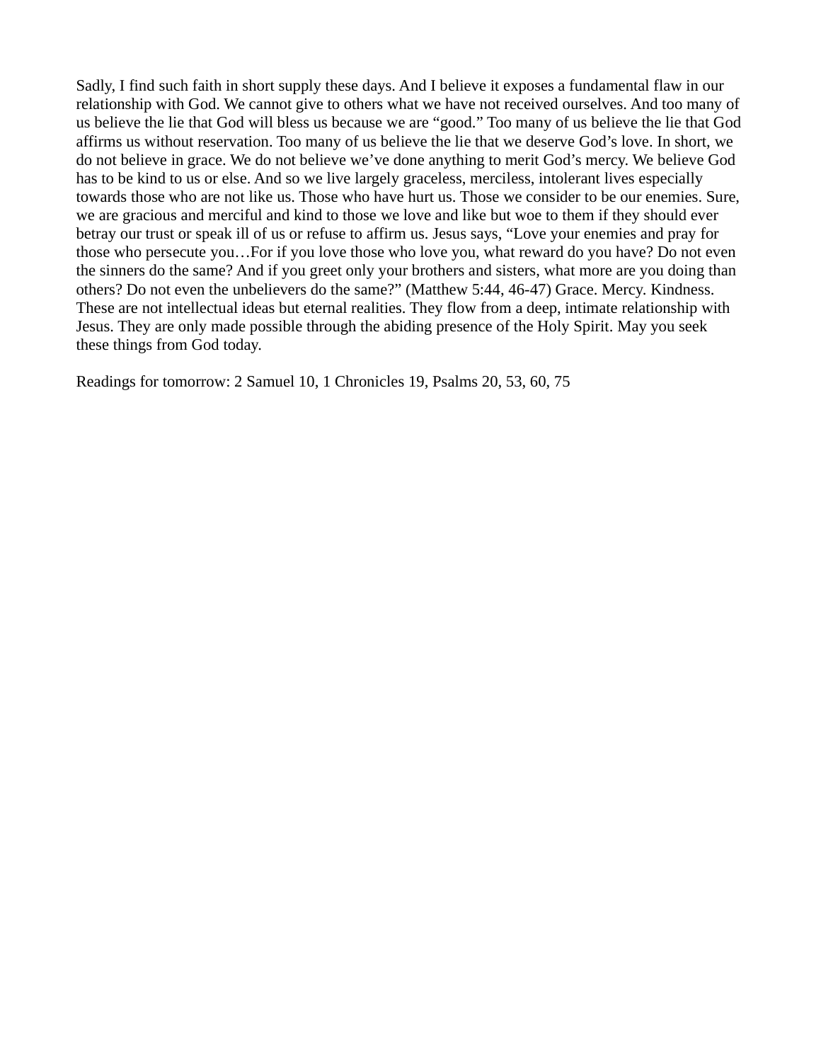Sadly, I find such faith in short supply these days. And I believe it exposes a fundamental flaw in our relationship with God. We cannot give to others what we have not received ourselves. And too many of us believe the lie that God will bless us because we are "good." Too many of us believe the lie that God affirms us without reservation. Too many of us believe the lie that we deserve God's love. In short, we do not believe in grace. We do not believe we've done anything to merit God's mercy. We believe God has to be kind to us or else. And so we live largely graceless, merciless, intolerant lives especially towards those who are not like us. Those who have hurt us. Those we consider to be our enemies. Sure, we are gracious and merciful and kind to those we love and like but woe to them if they should ever betray our trust or speak ill of us or refuse to affirm us. Jesus says, "Love your enemies and pray for those who persecute you…For if you love those who love you, what reward do you have? Do not even the sinners do the same? And if you greet only your brothers and sisters, what more are you doing than others? Do not even the unbelievers do the same?" (Matthew 5:44, 46-47) Grace. Mercy. Kindness. These are not intellectual ideas but eternal realities. They flow from a deep, intimate relationship with Jesus. They are only made possible through the abiding presence of the Holy Spirit. May you seek these things from God today.

Readings for tomorrow: 2 Samuel 10, 1 Chronicles 19, Psalms 20, 53, 60, 75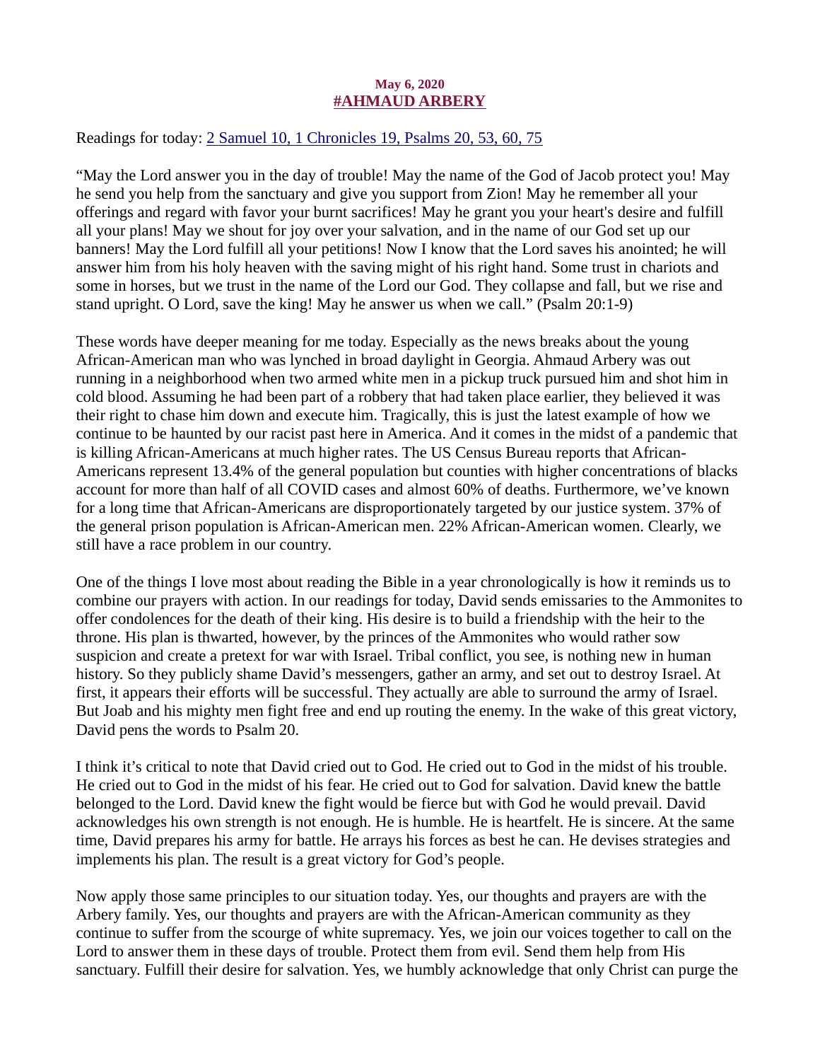**May 6, 2020**

## #AHMAUD ARBERY

Readings for today: 2 Samuel 10, 1 Chronicles 19, Psalms 20, 53, 60, 75

"May the Lord answer you in the day of trouble! May the name of the God of Jacob protect you! May he send you help from the sanctuary and give you support from Zion! May he remember all your offerings and regard with favor your burnt sacrifices! May he grant you your heart's desire and fulfill all your plans! May we shout for joy over your salvation, and in the name of our God set up our banners! May the Lord fulfill all your petitions! Now I know that the Lord saves his anointed; he will answer him from his holy heaven with the saving might of his right hand. Some trust in chariots and some in horses, but we trust in the name of the Lord our God. They collapse and fall, but we rise and stand upright. O Lord, save the king! May he answer us when we call." (Psalm 20:1-9)

These words have deeper meaning for me today. Especially as the news breaks about the young African-American man who was lynched in broad daylight in Georgia. Ahmaud Arbery was out running in a neighborhood when two armed white men in a pickup truck pursued him and shot him in cold blood. Assuming he had been part of a robbery that had taken place earlier, they believed it was their right to chase him down and execute him. Tragically, this is just the latest example of how we continue to be haunted by our racist past here in America. And it comes in the midst of a pandemic that is killing African-Americans at much higher rates. The US Census Bureau reports that African-Americans represent 13.4% of the general population but counties with higher concentrations of blacks account for more than half of all COVID cases and almost 60% of deaths. Furthermore, we've known for a long time that African-Americans are disproportionately targeted by our justice system. 37% of the general prison population is African-American men. 22% African-American women. Clearly, we still have a race problem in our country.

One of the things I love most about reading the Bible in a year chronologically is how it reminds us to combine our prayers with action. In our readings for today, David sends emissaries to the Ammonites to offer condolences for the death of their king. His desire is to build a friendship with the heir to the throne. His plan is thwarted, however, by the princes of the Ammonites who would rather sow suspicion and create a pretext for war with Israel. Tribal conflict, you see, is nothing new in human history. So they publicly shame David's messengers, gather an army, and set out to destroy Israel. At first, it appears their efforts will be successful. They actually are able to surround the army of Israel. But Joab and his mighty men fight free and end up routing the enemy. In the wake of this great victory, David pens the words to Psalm 20.

I think it's critical to note that David cried out to God. He cried out to God in the midst of his trouble. He cried out to God in the midst of his fear. He cried out to God for salvation. David knew the battle belonged to the Lord. David knew the fight would be fierce but with God he would prevail. David acknowledges his own strength is not enough. He is humble. He is heartfelt. He is sincere. At the same time, David prepares his army for battle. He arrays his forces as best he can. He devises strategies and implements his plan. The result is a great victory for God's people.

Now apply those same principles to our situation today. Yes, our thoughts and prayers are with the Arbery family. Yes, our thoughts and prayers are with the African-American community as they continue to suffer from the scourge of white supremacy. Yes, we join our voices together to call on the Lord to answer them in these days of trouble. Protect them from evil. Send them help from His sanctuary. Fulfill their desire for salvation. Yes, we humbly acknowledge that only Christ can purge the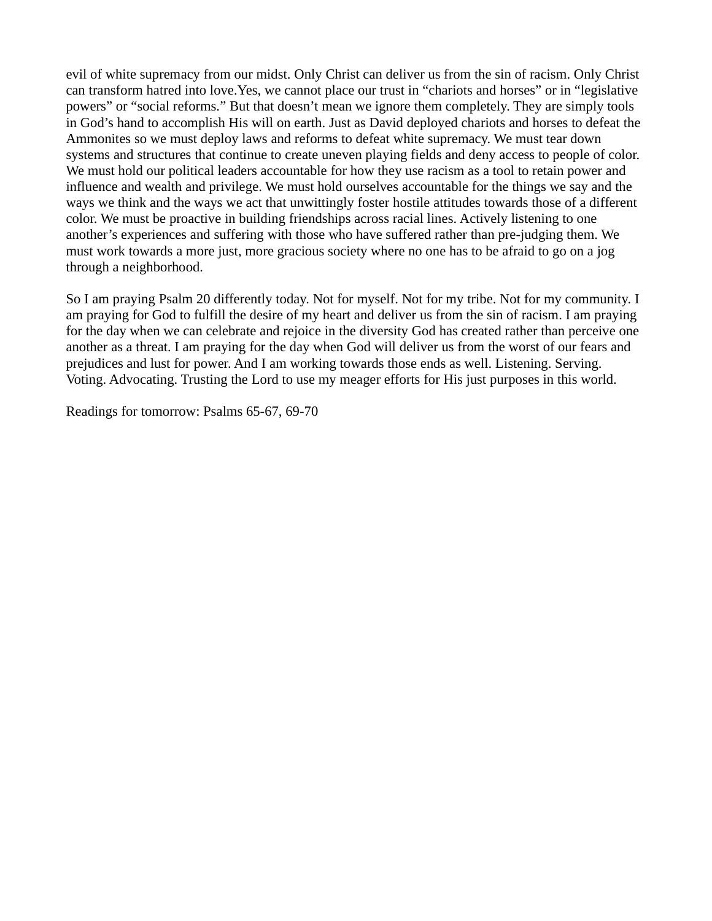evil of white supremacy from our midst. Only Christ can deliver us from the sin of racism. Only Christ can transform hatred into love.Yes, we cannot place our trust in “chariots and horses” or in “legislative powers” or “social reforms.” But that doesn’t mean we ignore them completely. They are simply tools in God’s hand to accomplish His will on earth. Just as David deployed chariots and horses to defeat the Ammonites so we must deploy laws and reforms to defeat white supremacy. We must tear down systems and structures that continue to create uneven playing fields and deny access to people of color. We must hold our political leaders accountable for how they use racism as a tool to retain power and influence and wealth and privilege. We must hold ourselves accountable for the things we say and the ways we think and the ways we act that unwittingly foster hostile attitudes towards those of a different color. We must be proactive in building friendships across racial lines. Actively listening to one another’s experiences and suffering with those who have suffered rather than pre-judging them. We must work towards a more just, more gracious society where no one has to be afraid to go on a jog through a neighborhood.

So I am praying Psalm 20 differently today. Not for myself. Not for my tribe. Not for my community. I am praying for God to fulfill the desire of my heart and deliver us from the sin of racism. I am praying for the day when we can celebrate and rejoice in the diversity God has created rather than perceive one another as a threat. I am praying for the day when God will deliver us from the worst of our fears and prejudices and lust for power. And I am working towards those ends as well. Listening. Serving. Voting. Advocating. Trusting the Lord to use my meager efforts for His just purposes in this world.

Readings for tomorrow: Psalms 65-67, 69-70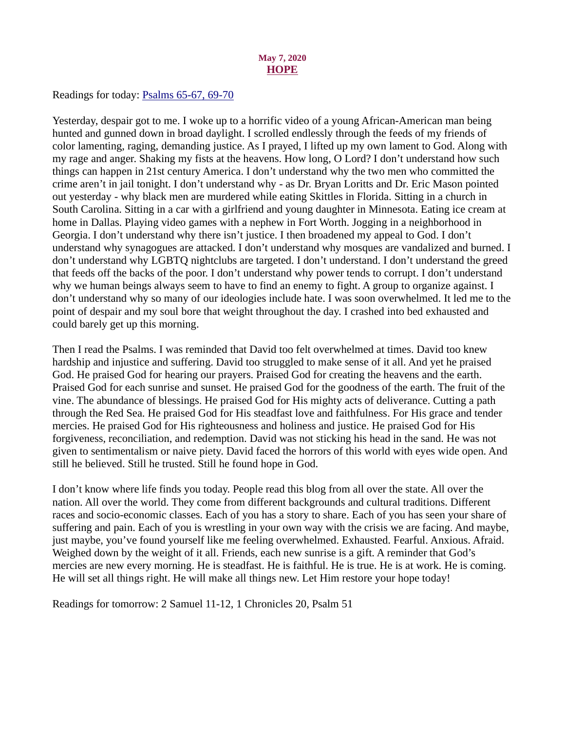**May 7, 2020**

# HOPE

Readings for today: Psalms 65-67, 69-70

Yesterday, despair got to me. I woke up to a horrific video of a young African-American man being hunted and gunned down in broad daylight. I scrolled endlessly through the feeds of my friends of color lamenting, raging, demanding justice. As I prayed, I lifted up my own lament to God. Along with my rage and anger. Shaking my fists at the heavens. How long, O Lord? I don't understand how such things can happen in 21st century America. I don't understand why the two men who committed the crime aren't in jail tonight. I don't understand why - as Dr. Bryan Loritts and Dr. Eric Mason pointed out yesterday - why black men are murdered while eating Skittles in Florida. Sitting in a church in South Carolina. Sitting in a car with a girlfriend and young daughter in Minnesota. Eating ice cream at home in Dallas. Playing video games with a nephew in Fort Worth. Jogging in a neighborhood in Georgia. I don't understand why there isn't justice. I then broadened my appeal to God. I don't understand why synagogues are attacked. I don't understand why mosques are vandalized and burned. I don't understand why LGBTQ nightclubs are targeted. I don't understand. I don't understand the greed that feeds off the backs of the poor. I don't understand why power tends to corrupt. I don't understand why we human beings always seem to have to find an enemy to fight. A group to organize against. I don't understand why so many of our ideologies include hate. I was soon overwhelmed. It led me to the point of despair and my soul bore that weight throughout the day. I crashed into bed exhausted and could barely get up this morning.

Then I read the Psalms. I was reminded that David too felt overwhelmed at times. David too knew hardship and injustice and suffering. David too struggled to make sense of it all. And yet he praised God. He praised God for hearing our prayers. Praised God for creating the heavens and the earth. Praised God for each sunrise and sunset. He praised God for the goodness of the earth. The fruit of the vine. The abundance of blessings. He praised God for His mighty acts of deliverance. Cutting a path through the Red Sea. He praised God for His steadfast love and faithfulness. For His grace and tender mercies. He praised God for His righteousness and holiness and justice. He praised God for His forgiveness, reconciliation, and redemption. David was not sticking his head in the sand. He was not given to sentimentalism or naive piety. David faced the horrors of this world with eyes wide open. And still he believed. Still he trusted. Still he found hope in God.

I don't know where life finds you today. People read this blog from all over the state. All over the nation. All over the world. They come from different backgrounds and cultural traditions. Different races and socio-economic classes. Each of you has a story to share. Each of you has seen your share of suffering and pain. Each of you is wrestling in your own way with the crisis we are facing. And maybe, just maybe, you've found yourself like me feeling overwhelmed. Exhausted. Fearful. Anxious. Afraid. Weighed down by the weight of it all. Friends, each new sunrise is a gift. A reminder that God's mercies are new every morning. He is steadfast. He is faithful. He is true. He is at work. He is coming. He will set all things right. He will make all things new. Let Him restore your hope today!

Readings for tomorrow: 2 Samuel 11-12, 1 Chronicles 20, Psalm 51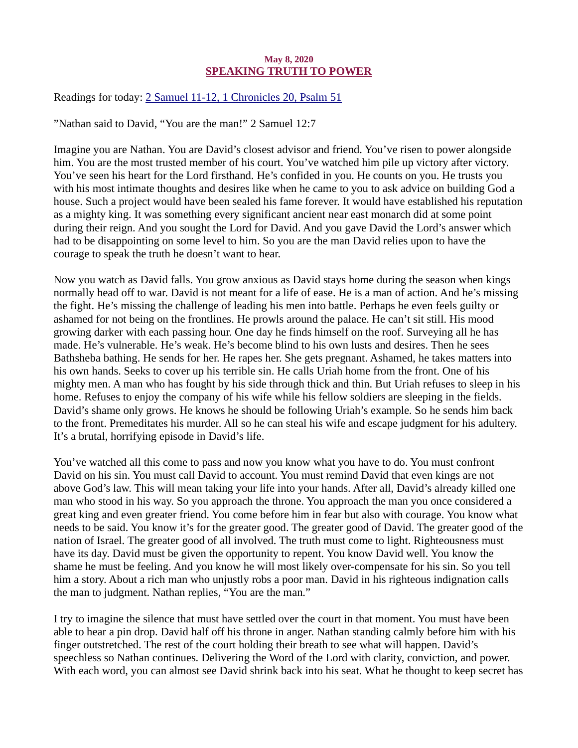May 8, 2020

## SPEAKING TRUTH TO POWER

Readings for today: 2 Samuel 11-12, 1 Chronicles 20, Psalm 51

"Nathan said to David, "You are the man!" 2 Samuel 12:7

Imagine you are Nathan. You are David's closest advisor and friend. You've risen to power alongside him. You are the most trusted member of his court. You've watched him pile up victory after victory. You've seen his heart for the Lord firsthand. He's confided in you. He counts on you. He trusts you with his most intimate thoughts and desires like when he came to you to ask advice on building God a house. Such a project would have been sealed his fame forever. It would have established his reputation as a mighty king. It was something every significant ancient near east monarch did at some point during their reign. And you sought the Lord for David. And you gave David the Lord's answer which had to be disappointing on some level to him. So you are the man David relies upon to have the courage to speak the truth he doesn't want to hear.

Now you watch as David falls. You grow anxious as David stays home during the season when kings normally head off to war. David is not meant for a life of ease. He is a man of action. And he's missing the fight. He's missing the challenge of leading his men into battle. Perhaps he even feels guilty or ashamed for not being on the frontlines. He prowls around the palace. He can't sit still. His mood growing darker with each passing hour. One day he finds himself on the roof. Surveying all he has made. He's vulnerable. He's weak. He's become blind to his own lusts and desires. Then he sees Bathsheba bathing. He sends for her. He rapes her. She gets pregnant. Ashamed, he takes matters into his own hands. Seeks to cover up his terrible sin. He calls Uriah home from the front. One of his mighty men. A man who has fought by his side through thick and thin. But Uriah refuses to sleep in his home. Refuses to enjoy the company of his wife while his fellow soldiers are sleeping in the fields. David's shame only grows. He knows he should be following Uriah's example. So he sends him back to the front. Premeditates his murder. All so he can steal his wife and escape judgment for his adultery. It's a brutal, horrifying episode in David's life.

You've watched all this come to pass and now you know what you have to do. You must confront David on his sin. You must call David to account. You must remind David that even kings are not above God's law. This will mean taking your life into your hands. After all, David's already killed one man who stood in his way. So you approach the throne. You approach the man you once considered a great king and even greater friend. You come before him in fear but also with courage. You know what needs to be said. You know it's for the greater good. The greater good of David. The greater good of the nation of Israel. The greater good of all involved. The truth must come to light. Righteousness must have its day. David must be given the opportunity to repent. You know David well. You know the shame he must be feeling. And you know he will most likely over-compensate for his sin. So you tell him a story. About a rich man who unjustly robs a poor man. David in his righteous indignation calls the man to judgment. Nathan replies, "You are the man."

I try to imagine the silence that must have settled over the court in that moment. You must have been able to hear a pin drop. David half off his throne in anger. Nathan standing calmly before him with his finger outstretched. The rest of the court holding their breath to see what will happen. David's speechless so Nathan continues. Delivering the Word of the Lord with clarity, conviction, and power. With each word, you can almost see David shrink back into his seat. What he thought to keep secret has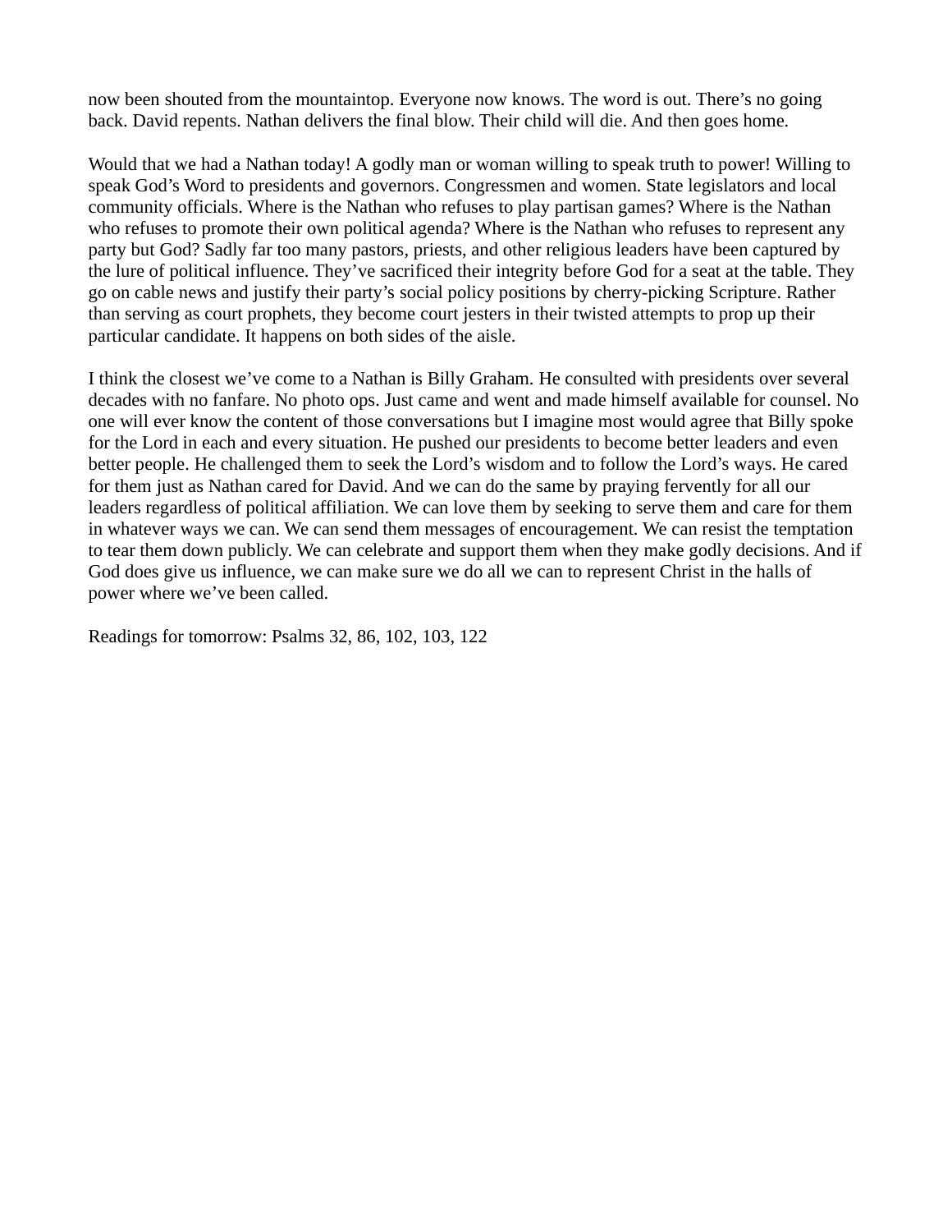now been shouted from the mountaintop. Everyone now knows. The word is out. There's no going back. David repents. Nathan delivers the final blow. Their child will die. And then goes home.

Would that we had a Nathan today! A godly man or woman willing to speak truth to power! Willing to speak God's Word to presidents and governors. Congressmen and women. State legislators and local community officials. Where is the Nathan who refuses to play partisan games? Where is the Nathan who refuses to promote their own political agenda? Where is the Nathan who refuses to represent any party but God? Sadly far too many pastors, priests, and other religious leaders have been captured by the lure of political influence. They've sacrificed their integrity before God for a seat at the table. They go on cable news and justify their party's social policy positions by cherry-picking Scripture. Rather than serving as court prophets, they become court jesters in their twisted attempts to prop up their particular candidate. It happens on both sides of the aisle.

I think the closest we've come to a Nathan is Billy Graham. He consulted with presidents over several decades with no fanfare. No photo ops. Just came and went and made himself available for counsel. No one will ever know the content of those conversations but I imagine most would agree that Billy spoke for the Lord in each and every situation. He pushed our presidents to become better leaders and even better people. He challenged them to seek the Lord's wisdom and to follow the Lord's ways. He cared for them just as Nathan cared for David. And we can do the same by praying fervently for all our leaders regardless of political affiliation. We can love them by seeking to serve them and care for them in whatever ways we can. We can send them messages of encouragement. We can resist the temptation to tear them down publicly. We can celebrate and support them when they make godly decisions. And if God does give us influence, we can make sure we do all we can to represent Christ in the halls of power where we've been called.

Readings for tomorrow: Psalms 32, 86, 102, 103, 122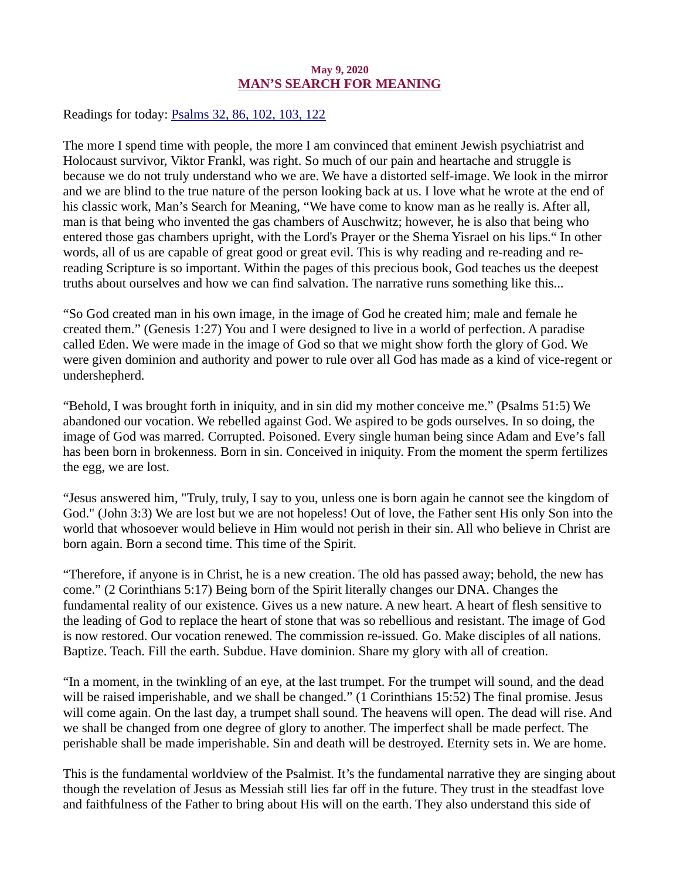**May 9, 2020**

## MAN'S SEARCH FOR MEANING

Readings for today: [Psalms 32, 86, 102, 103, 122]

The more I spend time with people, the more I am convinced that eminent Jewish psychiatrist and Holocaust survivor, Viktor Frankl, was right. So much of our pain and heartache and struggle is because we do not truly understand who we are. We have a distorted self-image. We look in the mirror and we are blind to the true nature of the person looking back at us. I love what he wrote at the end of his classic work, Man's Search for Meaning, "We have come to know man as he really is. After all, man is that being who invented the gas chambers of Auschwitz; however, he is also that being who entered those gas chambers upright, with the Lord's Prayer or the Shema Yisrael on his lips." In other words, all of us are capable of great good or great evil. This is why reading and re-reading and re-reading Scripture is so important. Within the pages of this precious book, God teaches us the deepest truths about ourselves and how we can find salvation. The narrative runs something like this...

"So God created man in his own image, in the image of God he created him; male and female he created them." (Genesis 1:27) You and I were designed to live in a world of perfection. A paradise called Eden. We were made in the image of God so that we might show forth the glory of God. We were given dominion and authority and power to rule over all God has made as a kind of vice-regent or undershepherd.

"Behold, I was brought forth in iniquity, and in sin did my mother conceive me." (Psalms 51:5) We abandoned our vocation. We rebelled against God. We aspired to be gods ourselves. In so doing, the image of God was marred. Corrupted. Poisoned. Every single human being since Adam and Eve's fall has been born in brokenness. Born in sin. Conceived in iniquity. From the moment the sperm fertilizes the egg, we are lost.

"Jesus answered him, "Truly, truly, I say to you, unless one is born again he cannot see the kingdom of God." (John 3:3) We are lost but we are not hopeless! Out of love, the Father sent His only Son into the world that whosoever would believe in Him would not perish in their sin. All who believe in Christ are born again. Born a second time. This time of the Spirit.

"Therefore, if anyone is in Christ, he is a new creation. The old has passed away; behold, the new has come." (2 Corinthians 5:17) Being born of the Spirit literally changes our DNA. Changes the fundamental reality of our existence. Gives us a new nature. A new heart. A heart of flesh sensitive to the leading of God to replace the heart of stone that was so rebellious and resistant. The image of God is now restored. Our vocation renewed. The commission re-issued. Go. Make disciples of all nations. Baptize. Teach. Fill the earth. Subdue. Have dominion. Share my glory with all of creation.

"In a moment, in the twinkling of an eye, at the last trumpet. For the trumpet will sound, and the dead will be raised imperishable, and we shall be changed." (1 Corinthians 15:52) The final promise. Jesus will come again. On the last day, a trumpet shall sound. The heavens will open. The dead will rise. And we shall be changed from one degree of glory to another. The imperfect shall be made perfect. The perishable shall be made imperishable. Sin and death will be destroyed. Eternity sets in. We are home.

This is the fundamental worldview of the Psalmist. It's the fundamental narrative they are singing about though the revelation of Jesus as Messiah still lies far off in the future. They trust in the steadfast love and faithfulness of the Father to bring about His will on the earth. They also understand this side of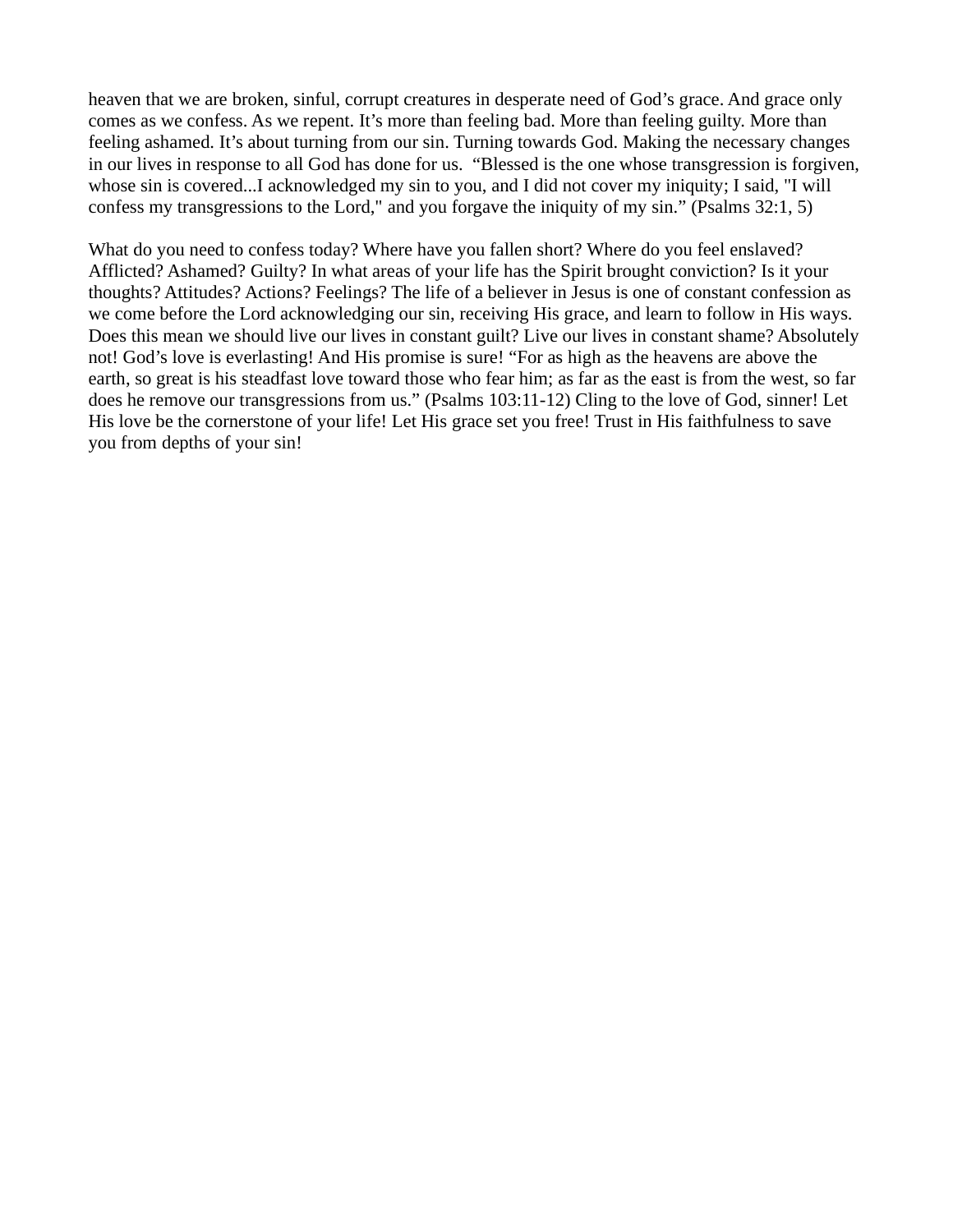heaven that we are broken, sinful, corrupt creatures in desperate need of God's grace. And grace only comes as we confess. As we repent. It's more than feeling bad. More than feeling guilty. More than feeling ashamed. It's about turning from our sin. Turning towards God. Making the necessary changes in our lives in response to all God has done for us. "Blessed is the one whose transgression is forgiven, whose sin is covered...I acknowledged my sin to you, and I did not cover my iniquity; I said, "I will confess my transgressions to the Lord," and you forgave the iniquity of my sin." (Psalms 32:1, 5)

What do you need to confess today? Where have you fallen short? Where do you feel enslaved? Afflicted? Ashamed? Guilty? In what areas of your life has the Spirit brought conviction? Is it your thoughts? Attitudes? Actions? Feelings? The life of a believer in Jesus is one of constant confession as we come before the Lord acknowledging our sin, receiving His grace, and learn to follow in His ways. Does this mean we should live our lives in constant guilt? Live our lives in constant shame? Absolutely not! God's love is everlasting! And His promise is sure! "For as high as the heavens are above the earth, so great is his steadfast love toward those who fear him; as far as the east is from the west, so far does he remove our transgressions from us." (Psalms 103:11-12) Cling to the love of God, sinner! Let His love be the cornerstone of your life! Let His grace set you free! Trust in His faithfulness to save you from depths of your sin!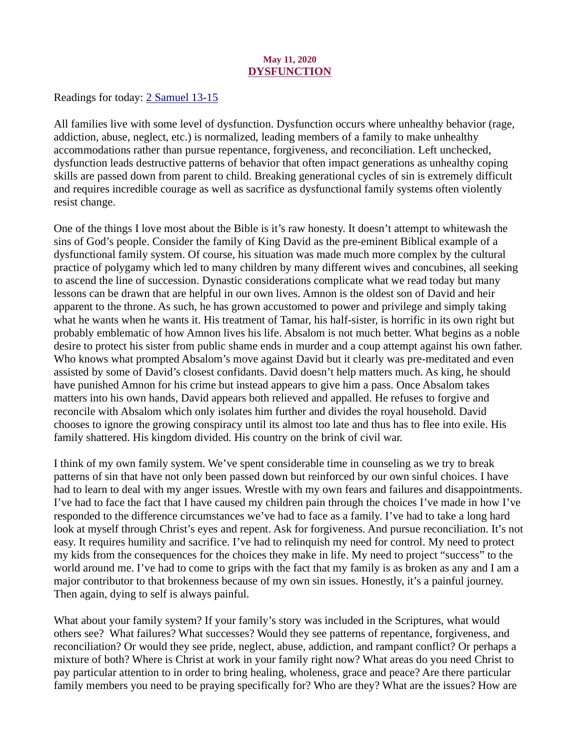May 11, 2020
## DYSFUNCTION

Readings for today: [2 Samuel 13-15]

All families live with some level of dysfunction. Dysfunction occurs where unhealthy behavior (rage, addiction, abuse, neglect, etc.) is normalized, leading members of a family to make unhealthy accommodations rather than pursue repentance, forgiveness, and reconciliation. Left unchecked, dysfunction leads destructive patterns of behavior that often impact generations as unhealthy coping skills are passed down from parent to child. Breaking generational cycles of sin is extremely difficult and requires incredible courage as well as sacrifice as dysfunctional family systems often violently resist change.

One of the things I love most about the Bible is it's raw honesty. It doesn't attempt to whitewash the sins of God's people. Consider the family of King David as the pre-eminent Biblical example of a dysfunctional family system. Of course, his situation was made much more complex by the cultural practice of polygamy which led to many children by many different wives and concubines, all seeking to ascend the line of succession. Dynastic considerations complicate what we read today but many lessons can be drawn that are helpful in our own lives. Amnon is the oldest son of David and heir apparent to the throne. As such, he has grown accustomed to power and privilege and simply taking what he wants when he wants it. His treatment of Tamar, his half-sister, is horrific in its own right but probably emblematic of how Amnon lives his life. Absalom is not much better. What begins as a noble desire to protect his sister from public shame ends in murder and a coup attempt against his own father. Who knows what prompted Absalom's move against David but it clearly was pre-meditated and even assisted by some of David's closest confidants. David doesn't help matters much. As king, he should have punished Amnon for his crime but instead appears to give him a pass. Once Absalom takes matters into his own hands, David appears both relieved and appalled. He refuses to forgive and reconcile with Absalom which only isolates him further and divides the royal household. David chooses to ignore the growing conspiracy until its almost too late and thus has to flee into exile. His family shattered. His kingdom divided. His country on the brink of civil war.

I think of my own family system. We've spent considerable time in counseling as we try to break patterns of sin that have not only been passed down but reinforced by our own sinful choices. I have had to learn to deal with my anger issues. Wrestle with my own fears and failures and disappointments. I've had to face the fact that I have caused my children pain through the choices I've made in how I've responded to the difference circumstances we've had to face as a family. I've had to take a long hard look at myself through Christ's eyes and repent. Ask for forgiveness. And pursue reconciliation. It's not easy. It requires humility and sacrifice. I've had to relinquish my need for control. My need to protect my kids from the consequences for the choices they make in life. My need to project "success" to the world around me. I've had to come to grips with the fact that my family is as broken as any and I am a major contributor to that brokenness because of my own sin issues. Honestly, it's a painful journey. Then again, dying to self is always painful.

What about your family system? If your family's story was included in the Scriptures, what would others see? What failures? What successes? Would they see patterns of repentance, forgiveness, and reconciliation? Or would they see pride, neglect, abuse, addiction, and rampant conflict? Or perhaps a mixture of both? Where is Christ at work in your family right now? What areas do you need Christ to pay particular attention to in order to bring healing, wholeness, grace and peace? Are there particular family members you need to be praying specifically for? Who are they? What are the issues? How are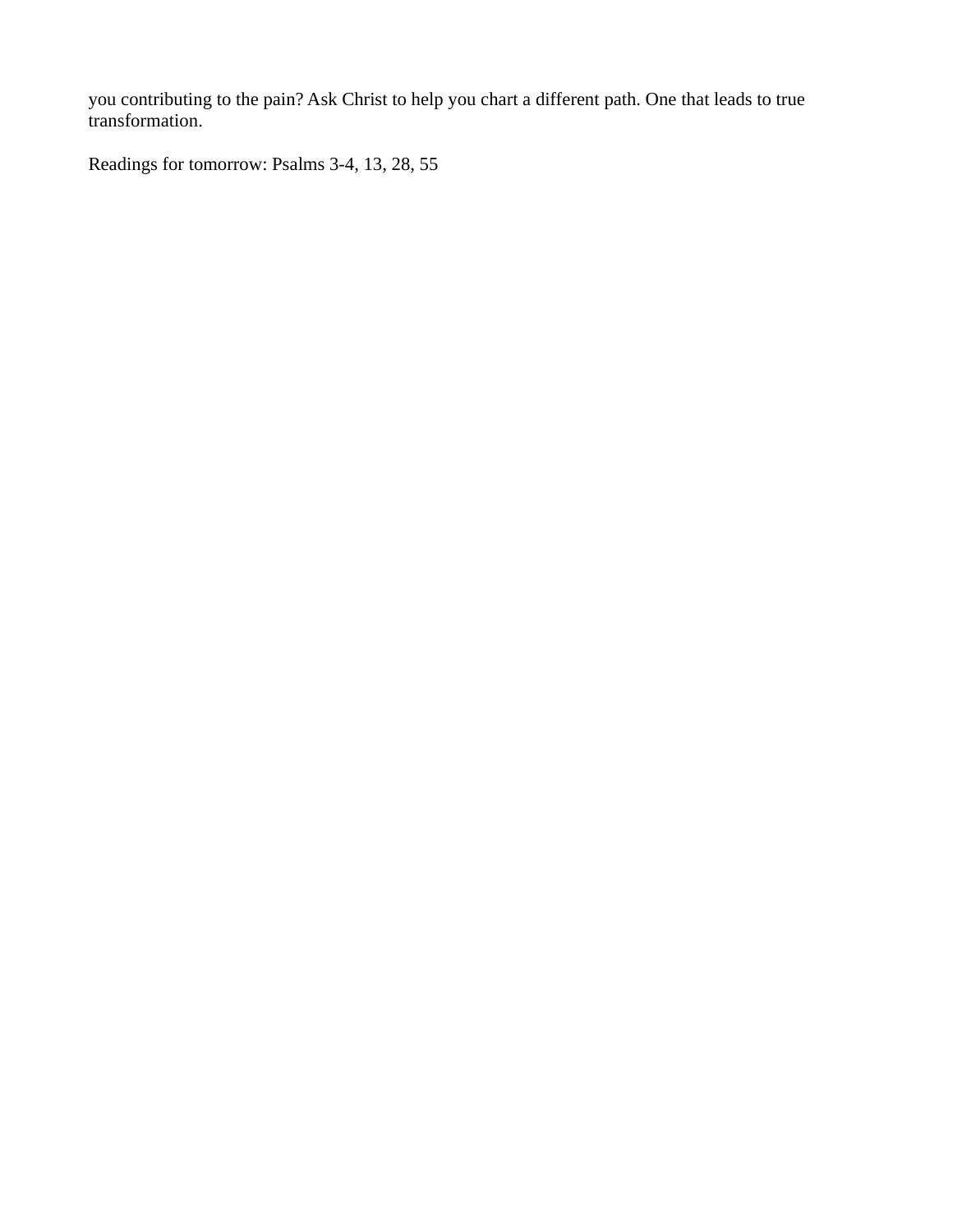you contributing to the pain? Ask Christ to help you chart a different path. One that leads to true transformation.

Readings for tomorrow: Psalms 3-4, 13, 28, 55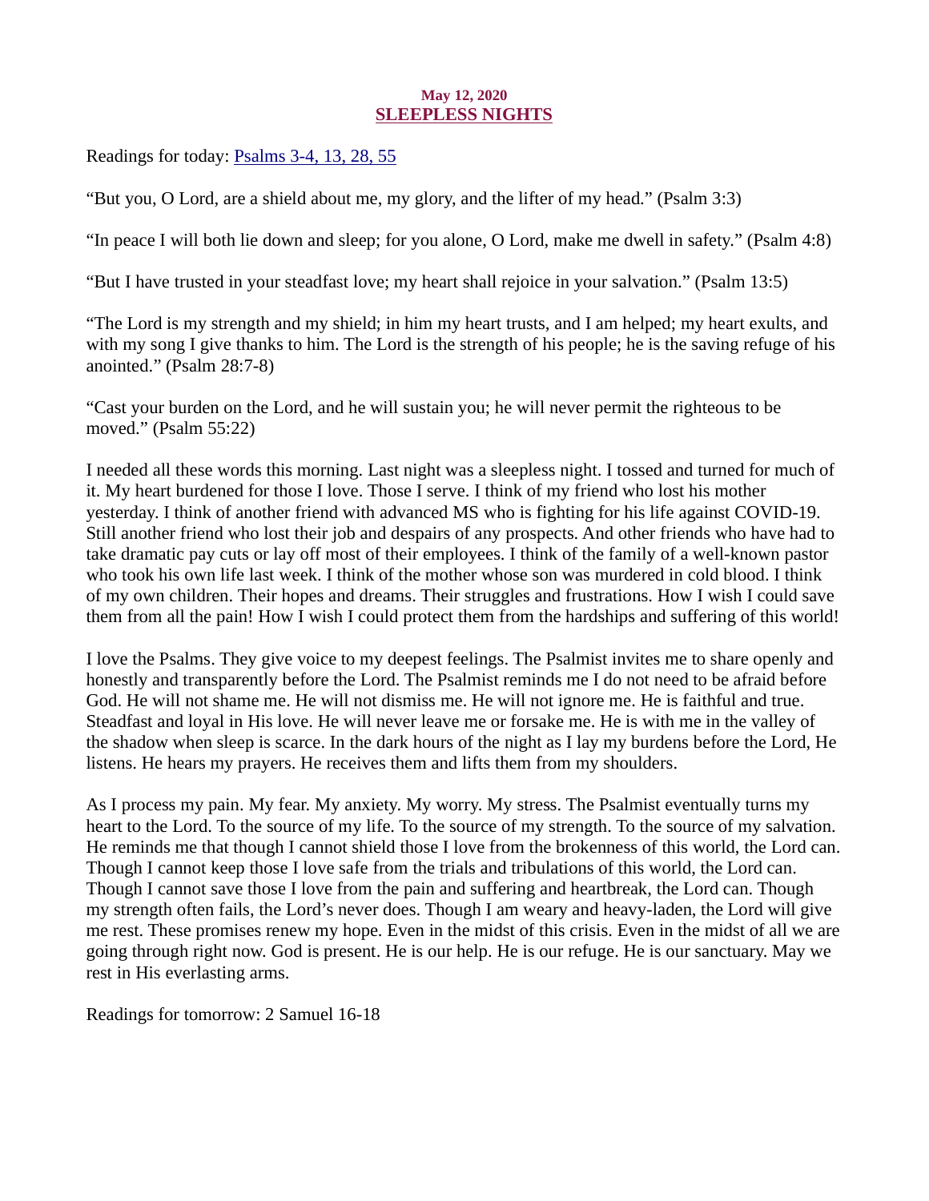May 12, 2020

## SLEEPLESS NIGHTS

Readings for today: [Psalms 3-4, 13, 28, 55]

“But you, O Lord, are a shield about me, my glory, and the lifter of my head.” (Psalm 3:3)

“In peace I will both lie down and sleep; for you alone, O Lord, make me dwell in safety.” (Psalm 4:8)

“But I have trusted in your steadfast love; my heart shall rejoice in your salvation.” (Psalm 13:5)

“The Lord is my strength and my shield; in him my heart trusts, and I am helped; my heart exults, and with my song I give thanks to him. The Lord is the strength of his people; he is the saving refuge of his anointed.” (Psalm 28:7-8)

“Cast your burden on the Lord, and he will sustain you; he will never permit the righteous to be moved.” (Psalm 55:22)

I needed all these words this morning. Last night was a sleepless night. I tossed and turned for much of it. My heart burdened for those I love. Those I serve. I think of my friend who lost his mother yesterday. I think of another friend with advanced MS who is fighting for his life against COVID-19. Still another friend who lost their job and despairs of any prospects. And other friends who have had to take dramatic pay cuts or lay off most of their employees. I think of the family of a well-known pastor who took his own life last week. I think of the mother whose son was murdered in cold blood. I think of my own children. Their hopes and dreams. Their struggles and frustrations. How I wish I could save them from all the pain! How I wish I could protect them from the hardships and suffering of this world!

I love the Psalms. They give voice to my deepest feelings. The Psalmist invites me to share openly and honestly and transparently before the Lord. The Psalmist reminds me I do not need to be afraid before God. He will not shame me. He will not dismiss me. He will not ignore me. He is faithful and true. Steadfast and loyal in His love. He will never leave me or forsake me. He is with me in the valley of the shadow when sleep is scarce. In the dark hours of the night as I lay my burdens before the Lord, He listens. He hears my prayers. He receives them and lifts them from my shoulders.

As I process my pain. My fear. My anxiety. My worry. My stress. The Psalmist eventually turns my heart to the Lord. To the source of my life. To the source of my strength. To the source of my salvation. He reminds me that though I cannot shield those I love from the brokenness of this world, the Lord can. Though I cannot keep those I love safe from the trials and tribulations of this world, the Lord can. Though I cannot save those I love from the pain and suffering and heartbreak, the Lord can. Though my strength often fails, the Lord’s never does. Though I am weary and heavy-laden, the Lord will give me rest. These promises renew my hope. Even in the midst of this crisis. Even in the midst of all we are going through right now. God is present. He is our help. He is our refuge. He is our sanctuary. May we rest in His everlasting arms.

Readings for tomorrow: 2 Samuel 16-18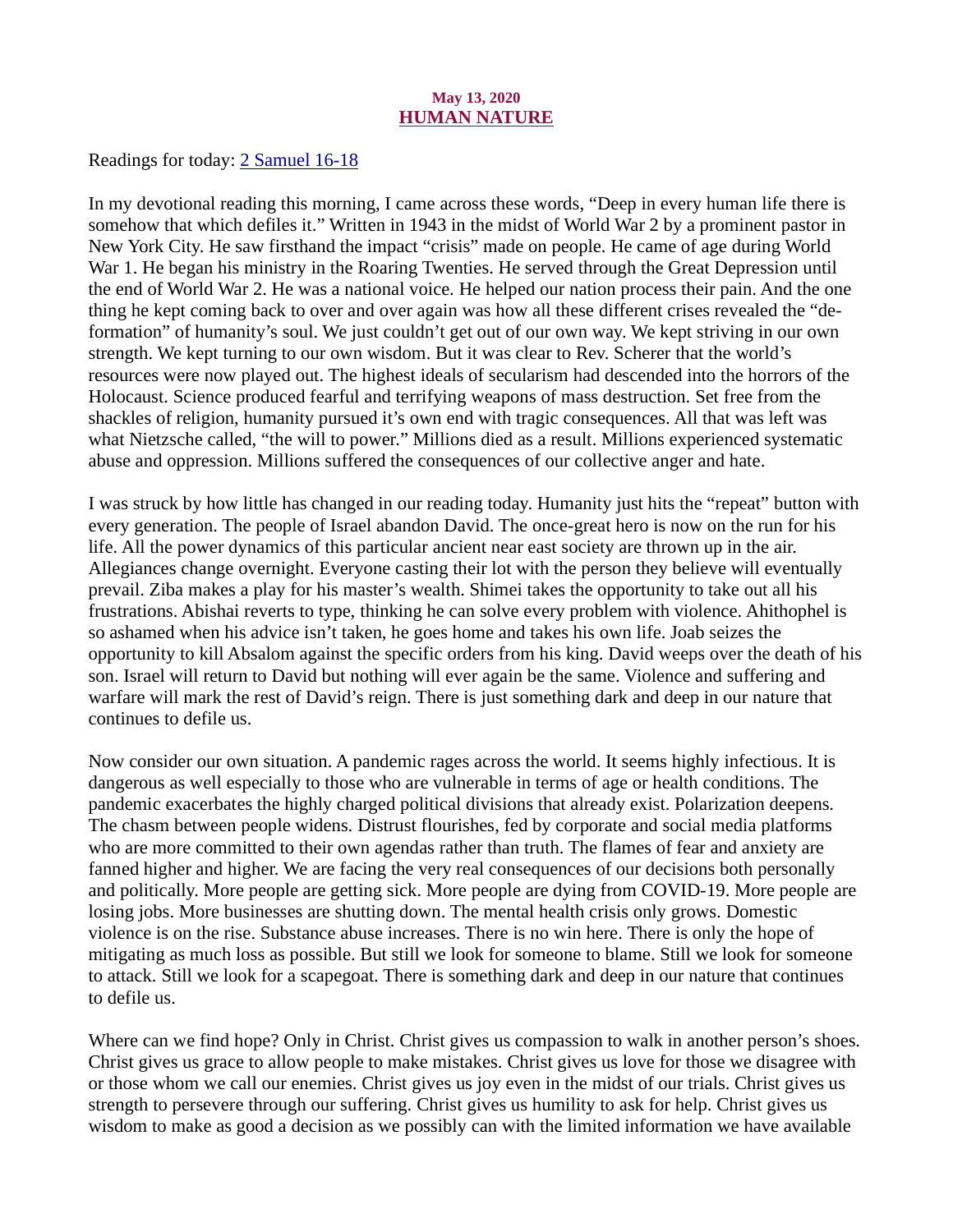**May 13, 2020**

## HUMAN NATURE

Readings for today: 2 Samuel 16-18

In my devotional reading this morning, I came across these words, "Deep in every human life there is somehow that which defiles it." Written in 1943 in the midst of World War 2 by a prominent pastor in New York City. He saw firsthand the impact "crisis" made on people. He came of age during World War 1. He began his ministry in the Roaring Twenties. He served through the Great Depression until the end of World War 2. He was a national voice. He helped our nation process their pain. And the one thing he kept coming back to over and over again was how all these different crises revealed the "de-formation" of humanity's soul. We just couldn't get out of our own way. We kept striving in our own strength. We kept turning to our own wisdom. But it was clear to Rev. Scherer that the world's resources were now played out. The highest ideals of secularism had descended into the horrors of the Holocaust. Science produced fearful and terrifying weapons of mass destruction. Set free from the shackles of religion, humanity pursued it's own end with tragic consequences. All that was left was what Nietzsche called, "the will to power." Millions died as a result. Millions experienced systematic abuse and oppression. Millions suffered the consequences of our collective anger and hate.

I was struck by how little has changed in our reading today. Humanity just hits the "repeat" button with every generation. The people of Israel abandon David. The once-great hero is now on the run for his life. All the power dynamics of this particular ancient near east society are thrown up in the air. Allegiances change overnight. Everyone casting their lot with the person they believe will eventually prevail. Ziba makes a play for his master's wealth. Shimei takes the opportunity to take out all his frustrations. Abishai reverts to type, thinking he can solve every problem with violence. Ahithophel is so ashamed when his advice isn't taken, he goes home and takes his own life. Joab seizes the opportunity to kill Absalom against the specific orders from his king. David weeps over the death of his son. Israel will return to David but nothing will ever again be the same. Violence and suffering and warfare will mark the rest of David's reign. There is just something dark and deep in our nature that continues to defile us.

Now consider our own situation. A pandemic rages across the world. It seems highly infectious. It is dangerous as well especially to those who are vulnerable in terms of age or health conditions. The pandemic exacerbates the highly charged political divisions that already exist. Polarization deepens. The chasm between people widens. Distrust flourishes, fed by corporate and social media platforms who are more committed to their own agendas rather than truth. The flames of fear and anxiety are fanned higher and higher. We are facing the very real consequences of our decisions both personally and politically. More people are getting sick. More people are dying from COVID-19. More people are losing jobs. More businesses are shutting down. The mental health crisis only grows. Domestic violence is on the rise. Substance abuse increases. There is no win here. There is only the hope of mitigating as much loss as possible. But still we look for someone to blame. Still we look for someone to attack. Still we look for a scapegoat. There is something dark and deep in our nature that continues to defile us.

Where can we find hope? Only in Christ. Christ gives us compassion to walk in another person's shoes. Christ gives us grace to allow people to make mistakes. Christ gives us love for those we disagree with or those whom we call our enemies. Christ gives us joy even in the midst of our trials. Christ gives us strength to persevere through our suffering. Christ gives us humility to ask for help. Christ gives us wisdom to make as good a decision as we possibly can with the limited information we have available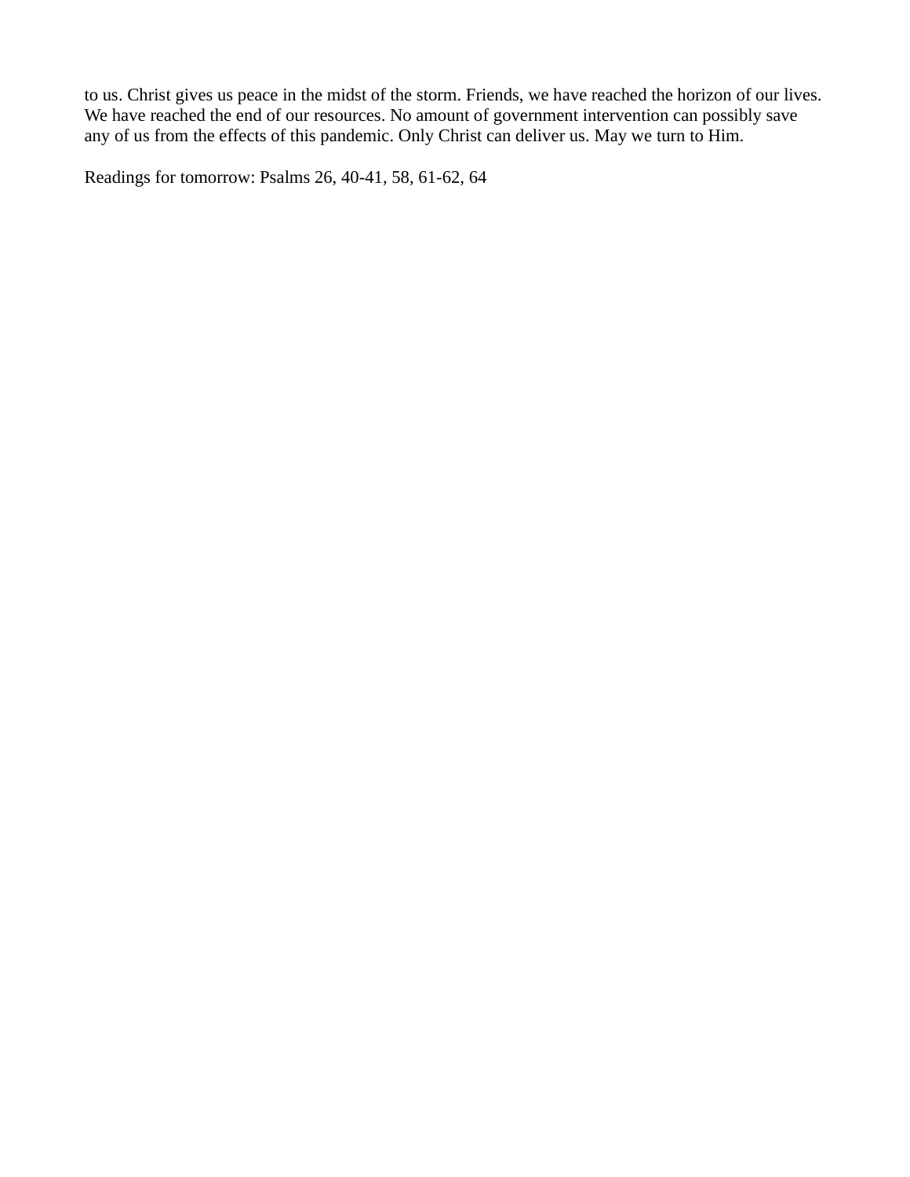to us. Christ gives us peace in the midst of the storm. Friends, we have reached the horizon of our lives. We have reached the end of our resources. No amount of government intervention can possibly save any of us from the effects of this pandemic. Only Christ can deliver us. May we turn to Him.

Readings for tomorrow: Psalms 26, 40-41, 58, 61-62, 64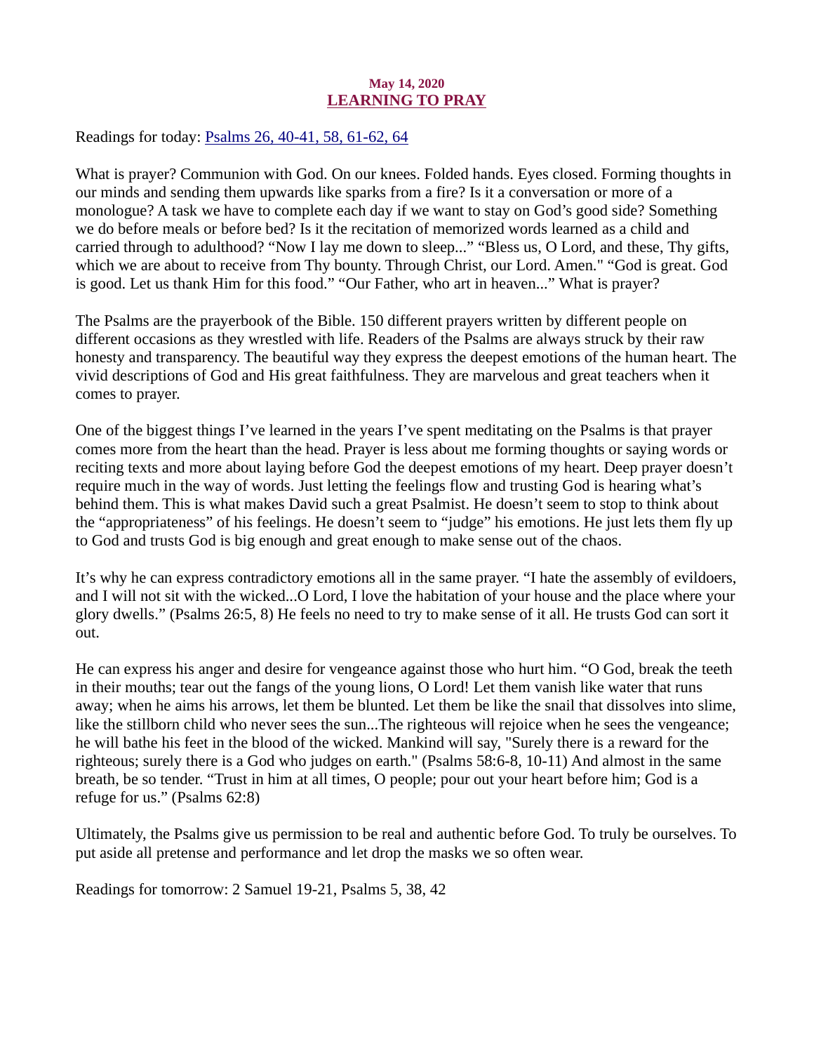**May 14, 2020**

# LEARNING TO PRAY

Readings for today: Psalms 26, 40-41, 58, 61-62, 64

What is prayer? Communion with God. On our knees. Folded hands. Eyes closed. Forming thoughts in our minds and sending them upwards like sparks from a fire? Is it a conversation or more of a monologue? A task we have to complete each day if we want to stay on God's good side? Something we do before meals or before bed? Is it the recitation of memorized words learned as a child and carried through to adulthood? "Now I lay me down to sleep..." "Bless us, O Lord, and these, Thy gifts, which we are about to receive from Thy bounty. Through Christ, our Lord. Amen." "God is great. God is good. Let us thank Him for this food." "Our Father, who art in heaven..." What is prayer?

The Psalms are the prayerbook of the Bible. 150 different prayers written by different people on different occasions as they wrestled with life. Readers of the Psalms are always struck by their raw honesty and transparency. The beautiful way they express the deepest emotions of the human heart. The vivid descriptions of God and His great faithfulness. They are marvelous and great teachers when it comes to prayer.

One of the biggest things I've learned in the years I've spent meditating on the Psalms is that prayer comes more from the heart than the head. Prayer is less about me forming thoughts or saying words or reciting texts and more about laying before God the deepest emotions of my heart. Deep prayer doesn't require much in the way of words. Just letting the feelings flow and trusting God is hearing what's behind them. This is what makes David such a great Psalmist. He doesn't seem to stop to think about the "appropriateness" of his feelings. He doesn't seem to "judge" his emotions. He just lets them fly up to God and trusts God is big enough and great enough to make sense out of the chaos.

It's why he can express contradictory emotions all in the same prayer. "I hate the assembly of evildoers, and I will not sit with the wicked...O Lord, I love the habitation of your house and the place where your glory dwells." (Psalms 26:5, 8) He feels no need to try to make sense of it all. He trusts God can sort it out.

He can express his anger and desire for vengeance against those who hurt him. "O God, break the teeth in their mouths; tear out the fangs of the young lions, O Lord! Let them vanish like water that runs away; when he aims his arrows, let them be blunted. Let them be like the snail that dissolves into slime, like the stillborn child who never sees the sun...The righteous will rejoice when he sees the vengeance; he will bathe his feet in the blood of the wicked. Mankind will say, "Surely there is a reward for the righteous; surely there is a God who judges on earth." (Psalms 58:6-8, 10-11) And almost in the same breath, be so tender. "Trust in him at all times, O people; pour out your heart before him; God is a refuge for us." (Psalms 62:8)

Ultimately, the Psalms give us permission to be real and authentic before God. To truly be ourselves. To put aside all pretense and performance and let drop the masks we so often wear.

Readings for tomorrow: 2 Samuel 19-21, Psalms 5, 38, 42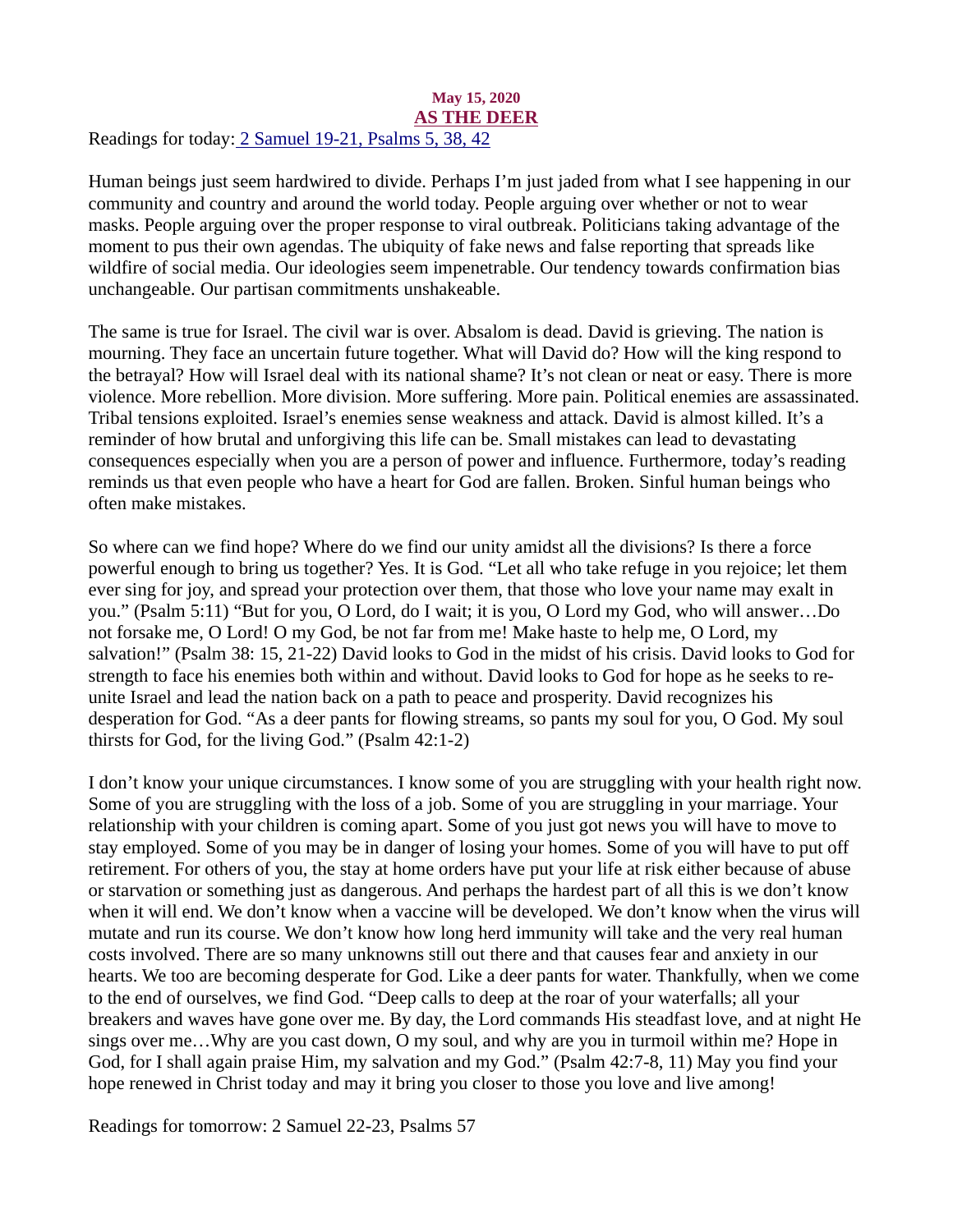**May 15, 2020**

## AS THE DEER

Readings for today: 2 Samuel 19-21, Psalms 5, 38, 42

Human beings just seem hardwired to divide. Perhaps I'm just jaded from what I see happening in our community and country and around the world today. People arguing over whether or not to wear masks. People arguing over the proper response to viral outbreak. Politicians taking advantage of the moment to pus their own agendas. The ubiquity of fake news and false reporting that spreads like wildfire of social media. Our ideologies seem impenetrable. Our tendency towards confirmation bias unchangeable. Our partisan commitments unshakeable.

The same is true for Israel. The civil war is over. Absalom is dead. David is grieving. The nation is mourning. They face an uncertain future together. What will David do? How will the king respond to the betrayal? How will Israel deal with its national shame? It's not clean or neat or easy. There is more violence. More rebellion. More division. More suffering. More pain. Political enemies are assassinated. Tribal tensions exploited. Israel's enemies sense weakness and attack. David is almost killed. It's a reminder of how brutal and unforgiving this life can be. Small mistakes can lead to devastating consequences especially when you are a person of power and influence. Furthermore, today's reading reminds us that even people who have a heart for God are fallen. Broken. Sinful human beings who often make mistakes.

So where can we find hope? Where do we find our unity amidst all the divisions? Is there a force powerful enough to bring us together? Yes. It is God. "Let all who take refuge in you rejoice; let them ever sing for joy, and spread your protection over them, that those who love your name may exalt in you." (Psalm 5:11) "But for you, O Lord, do I wait; it is you, O Lord my God, who will answer…Do not forsake me, O Lord! O my God, be not far from me! Make haste to help me, O Lord, my salvation!" (Psalm 38: 15, 21-22) David looks to God in the midst of his crisis. David looks to God for strength to face his enemies both within and without. David looks to God for hope as he seeks to re-unite Israel and lead the nation back on a path to peace and prosperity. David recognizes his desperation for God. "As a deer pants for flowing streams, so pants my soul for you, O God. My soul thirsts for God, for the living God." (Psalm 42:1-2)

I don't know your unique circumstances. I know some of you are struggling with your health right now. Some of you are struggling with the loss of a job. Some of you are struggling in your marriage. Your relationship with your children is coming apart. Some of you just got news you will have to move to stay employed. Some of you may be in danger of losing your homes. Some of you will have to put off retirement. For others of you, the stay at home orders have put your life at risk either because of abuse or starvation or something just as dangerous. And perhaps the hardest part of all this is we don't know when it will end. We don't know when a vaccine will be developed. We don't know when the virus will mutate and run its course. We don't know how long herd immunity will take and the very real human costs involved. There are so many unknowns still out there and that causes fear and anxiety in our hearts. We too are becoming desperate for God. Like a deer pants for water. Thankfully, when we come to the end of ourselves, we find God. "Deep calls to deep at the roar of your waterfalls; all your breakers and waves have gone over me. By day, the Lord commands His steadfast love, and at night He sings over me…Why are you cast down, O my soul, and why are you in turmoil within me? Hope in God, for I shall again praise Him, my salvation and my God." (Psalm 42:7-8, 11) May you find your hope renewed in Christ today and may it bring you closer to those you love and live among!

Readings for tomorrow: 2 Samuel 22-23, Psalms 57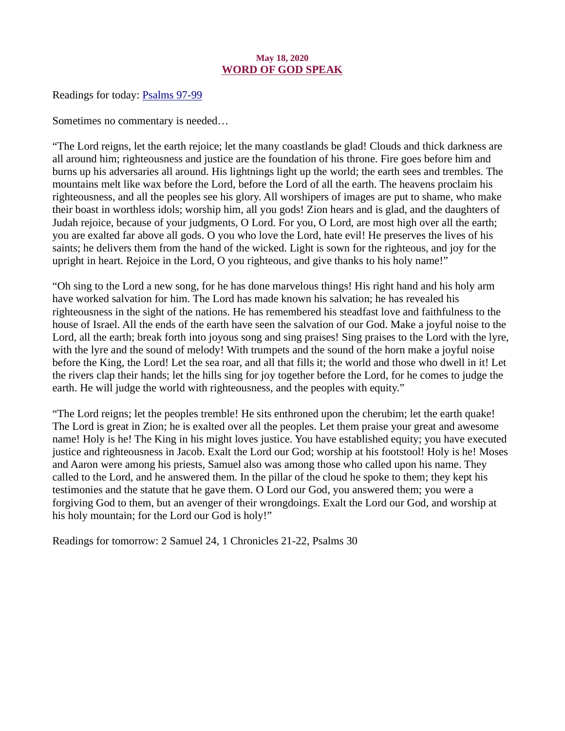**May 18, 2020**

# WORD OF GOD SPEAK

Readings for today: Psalms 97-99

Sometimes no commentary is needed…

"The Lord reigns, let the earth rejoice; let the many coastlands be glad! Clouds and thick darkness are all around him; righteousness and justice are the foundation of his throne. Fire goes before him and burns up his adversaries all around. His lightnings light up the world; the earth sees and trembles. The mountains melt like wax before the Lord, before the Lord of all the earth. The heavens proclaim his righteousness, and all the peoples see his glory. All worshipers of images are put to shame, who make their boast in worthless idols; worship him, all you gods! Zion hears and is glad, and the daughters of Judah rejoice, because of your judgments, O Lord. For you, O Lord, are most high over all the earth; you are exalted far above all gods. O you who love the Lord, hate evil! He preserves the lives of his saints; he delivers them from the hand of the wicked. Light is sown for the righteous, and joy for the upright in heart. Rejoice in the Lord, O you righteous, and give thanks to his holy name!"

"Oh sing to the Lord a new song, for he has done marvelous things! His right hand and his holy arm have worked salvation for him. The Lord has made known his salvation; he has revealed his righteousness in the sight of the nations. He has remembered his steadfast love and faithfulness to the house of Israel. All the ends of the earth have seen the salvation of our God. Make a joyful noise to the Lord, all the earth; break forth into joyous song and sing praises! Sing praises to the Lord with the lyre, with the lyre and the sound of melody! With trumpets and the sound of the horn make a joyful noise before the King, the Lord! Let the sea roar, and all that fills it; the world and those who dwell in it! Let the rivers clap their hands; let the hills sing for joy together before the Lord, for he comes to judge the earth. He will judge the world with righteousness, and the peoples with equity."

"The Lord reigns; let the peoples tremble! He sits enthroned upon the cherubim; let the earth quake! The Lord is great in Zion; he is exalted over all the peoples. Let them praise your great and awesome name! Holy is he! The King in his might loves justice. You have established equity; you have executed justice and righteousness in Jacob. Exalt the Lord our God; worship at his footstool! Holy is he! Moses and Aaron were among his priests, Samuel also was among those who called upon his name. They called to the Lord, and he answered them. In the pillar of the cloud he spoke to them; they kept his testimonies and the statute that he gave them. O Lord our God, you answered them; you were a forgiving God to them, but an avenger of their wrongdoings. Exalt the Lord our God, and worship at his holy mountain; for the Lord our God is holy!"

Readings for tomorrow: 2 Samuel 24, 1 Chronicles 21-22, Psalms 30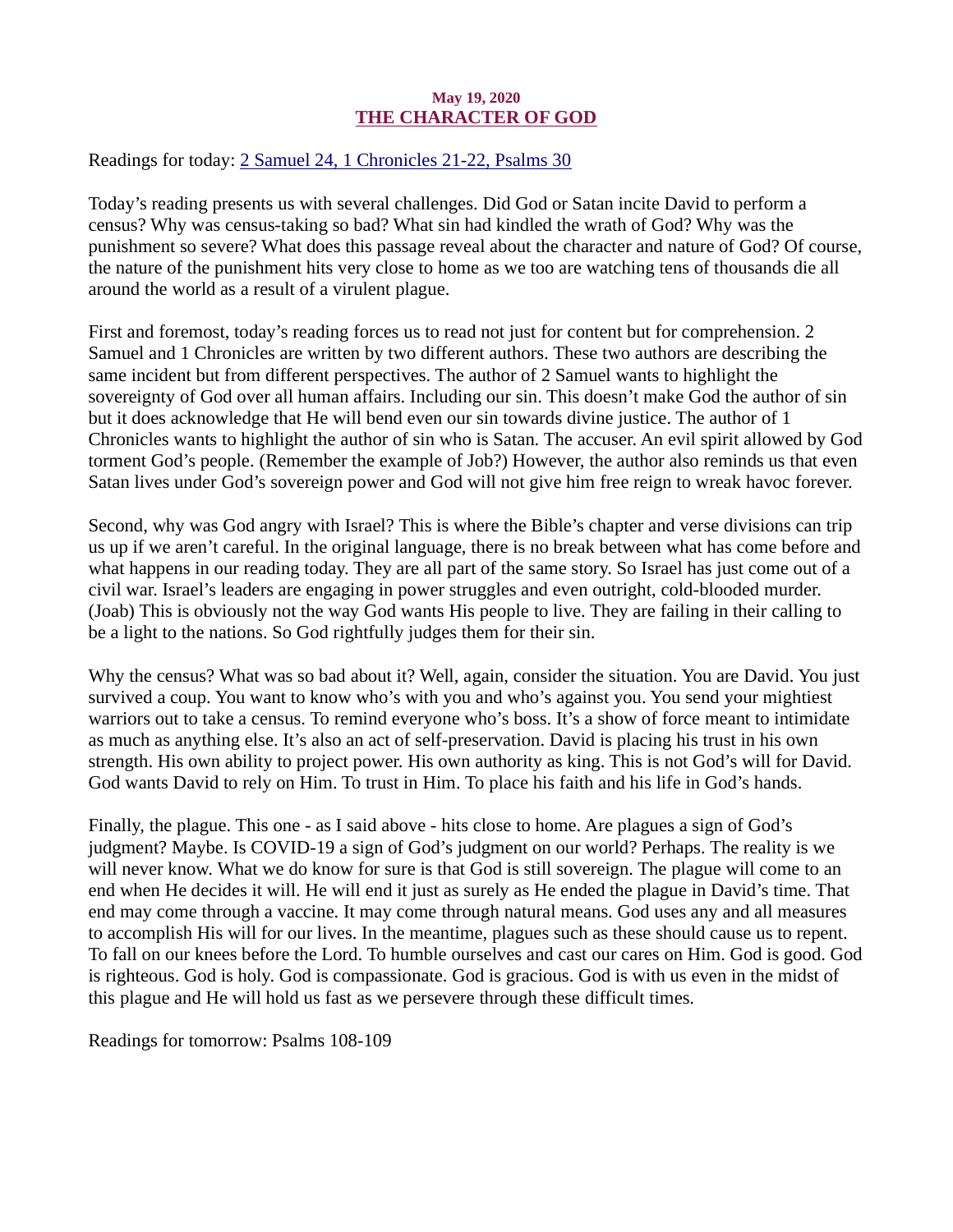May 19, 2020

# THE CHARACTER OF GOD

Readings for today: [2 Samuel 24, 1 Chronicles 21-22, Psalms 30]

Today's reading presents us with several challenges. Did God or Satan incite David to perform a census? Why was census-taking so bad? What sin had kindled the wrath of God? Why was the punishment so severe? What does this passage reveal about the character and nature of God? Of course, the nature of the punishment hits very close to home as we too are watching tens of thousands die all around the world as a result of a virulent plague.

First and foremost, today's reading forces us to read not just for content but for comprehension. 2 Samuel and 1 Chronicles are written by two different authors. These two authors are describing the same incident but from different perspectives. The author of 2 Samuel wants to highlight the sovereignty of God over all human affairs. Including our sin. This doesn't make God the author of sin but it does acknowledge that He will bend even our sin towards divine justice. The author of 1 Chronicles wants to highlight the author of sin who is Satan. The accuser. An evil spirit allowed by God torment God's people. (Remember the example of Job?) However, the author also reminds us that even Satan lives under God's sovereign power and God will not give him free reign to wreak havoc forever.

Second, why was God angry with Israel? This is where the Bible's chapter and verse divisions can trip us up if we aren't careful. In the original language, there is no break between what has come before and what happens in our reading today. They are all part of the same story. So Israel has just come out of a civil war. Israel's leaders are engaging in power struggles and even outright, cold-blooded murder. (Joab) This is obviously not the way God wants His people to live. They are failing in their calling to be a light to the nations. So God rightfully judges them for their sin.

Why the census? What was so bad about it? Well, again, consider the situation. You are David. You just survived a coup. You want to know who's with you and who's against you. You send your mightiest warriors out to take a census. To remind everyone who's boss. It's a show of force meant to intimidate as much as anything else. It's also an act of self-preservation. David is placing his trust in his own strength. His own ability to project power. His own authority as king. This is not God's will for David. God wants David to rely on Him. To trust in Him. To place his faith and his life in God's hands.

Finally, the plague. This one - as I said above - hits close to home. Are plagues a sign of God's judgment? Maybe. Is COVID-19 a sign of God's judgment on our world? Perhaps. The reality is we will never know. What we do know for sure is that God is still sovereign. The plague will come to an end when He decides it will. He will end it just as surely as He ended the plague in David's time. That end may come through a vaccine. It may come through natural means. God uses any and all measures to accomplish His will for our lives. In the meantime, plagues such as these should cause us to repent. To fall on our knees before the Lord. To humble ourselves and cast our cares on Him. God is good. God is righteous. God is holy. God is compassionate. God is gracious. God is with us even in the midst of this plague and He will hold us fast as we persevere through these difficult times.

Readings for tomorrow: Psalms 108-109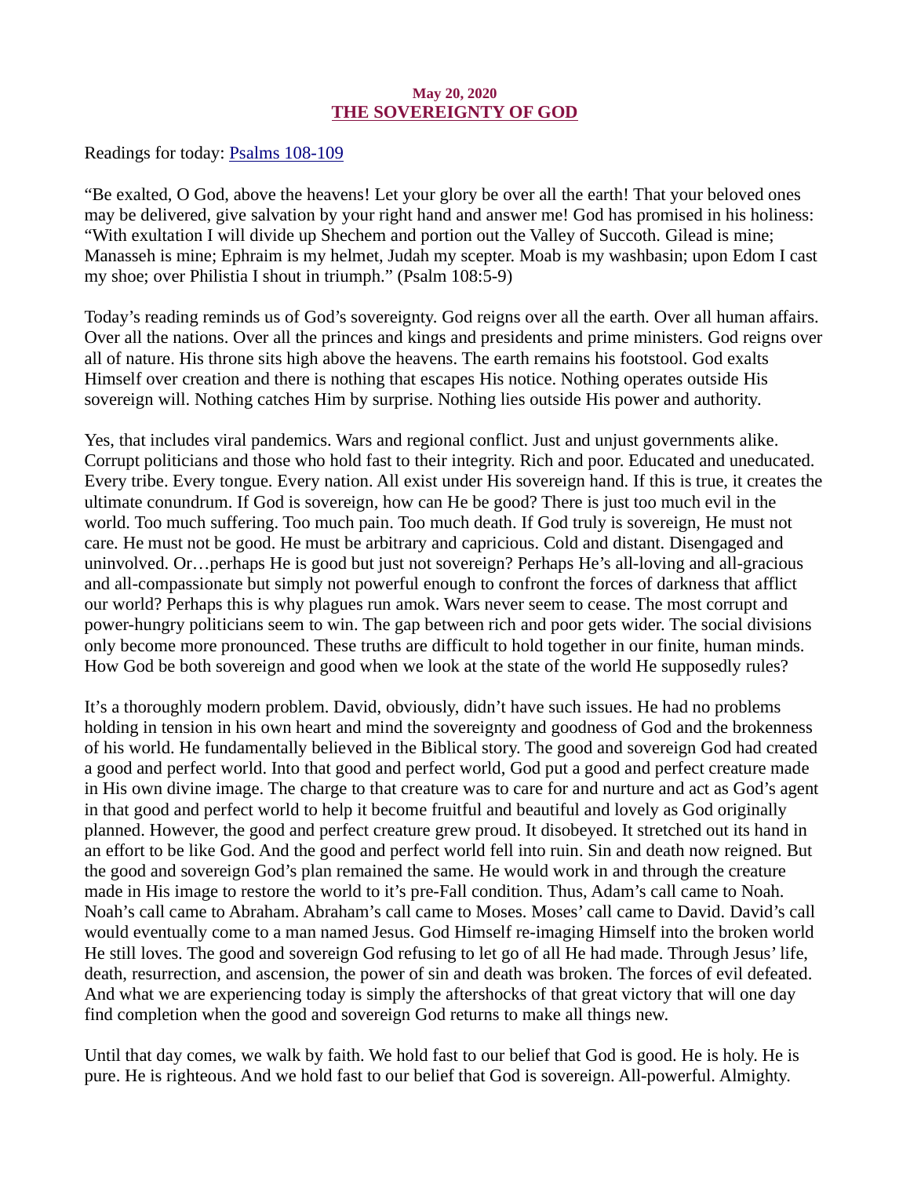May 20, 2020

# THE SOVEREIGNTY OF GOD

Readings for today: [Psalms 108-109]

"Be exalted, O God, above the heavens! Let your glory be over all the earth! That your beloved ones may be delivered, give salvation by your right hand and answer me! God has promised in his holiness: "With exultation I will divide up Shechem and portion out the Valley of Succoth. Gilead is mine; Manasseh is mine; Ephraim is my helmet, Judah my scepter. Moab is my washbasin; upon Edom I cast my shoe; over Philistia I shout in triumph." (Psalm 108:5-9)

Today's reading reminds us of God's sovereignty. God reigns over all the earth. Over all human affairs. Over all the nations. Over all the princes and kings and presidents and prime ministers. God reigns over all of nature. His throne sits high above the heavens. The earth remains his footstool. God exalts Himself over creation and there is nothing that escapes His notice. Nothing operates outside His sovereign will. Nothing catches Him by surprise. Nothing lies outside His power and authority.

Yes, that includes viral pandemics. Wars and regional conflict. Just and unjust governments alike. Corrupt politicians and those who hold fast to their integrity. Rich and poor. Educated and uneducated. Every tribe. Every tongue. Every nation. All exist under His sovereign hand. If this is true, it creates the ultimate conundrum. If God is sovereign, how can He be good? There is just too much evil in the world. Too much suffering. Too much pain. Too much death. If God truly is sovereign, He must not care. He must not be good. He must be arbitrary and capricious. Cold and distant. Disengaged and uninvolved. Or…perhaps He is good but just not sovereign? Perhaps He's all-loving and all-gracious and all-compassionate but simply not powerful enough to confront the forces of darkness that afflict our world? Perhaps this is why plagues run amok. Wars never seem to cease. The most corrupt and power-hungry politicians seem to win. The gap between rich and poor gets wider. The social divisions only become more pronounced. These truths are difficult to hold together in our finite, human minds. How God be both sovereign and good when we look at the state of the world He supposedly rules?

It's a thoroughly modern problem. David, obviously, didn't have such issues. He had no problems holding in tension in his own heart and mind the sovereignty and goodness of God and the brokenness of his world. He fundamentally believed in the Biblical story. The good and sovereign God had created a good and perfect world. Into that good and perfect world, God put a good and perfect creature made in His own divine image. The charge to that creature was to care for and nurture and act as God's agent in that good and perfect world to help it become fruitful and beautiful and lovely as God originally planned. However, the good and perfect creature grew proud. It disobeyed. It stretched out its hand in an effort to be like God. And the good and perfect world fell into ruin. Sin and death now reigned. But the good and sovereign God's plan remained the same. He would work in and through the creature made in His image to restore the world to it's pre-Fall condition. Thus, Adam's call came to Noah. Noah's call came to Abraham. Abraham's call came to Moses. Moses' call came to David. David's call would eventually come to a man named Jesus. God Himself re-imaging Himself into the broken world He still loves. The good and sovereign God refusing to let go of all He had made. Through Jesus' life, death, resurrection, and ascension, the power of sin and death was broken. The forces of evil defeated. And what we are experiencing today is simply the aftershocks of that great victory that will one day find completion when the good and sovereign God returns to make all things new.

Until that day comes, we walk by faith. We hold fast to our belief that God is good. He is holy. He is pure. He is righteous. And we hold fast to our belief that God is sovereign. All-powerful. Almighty.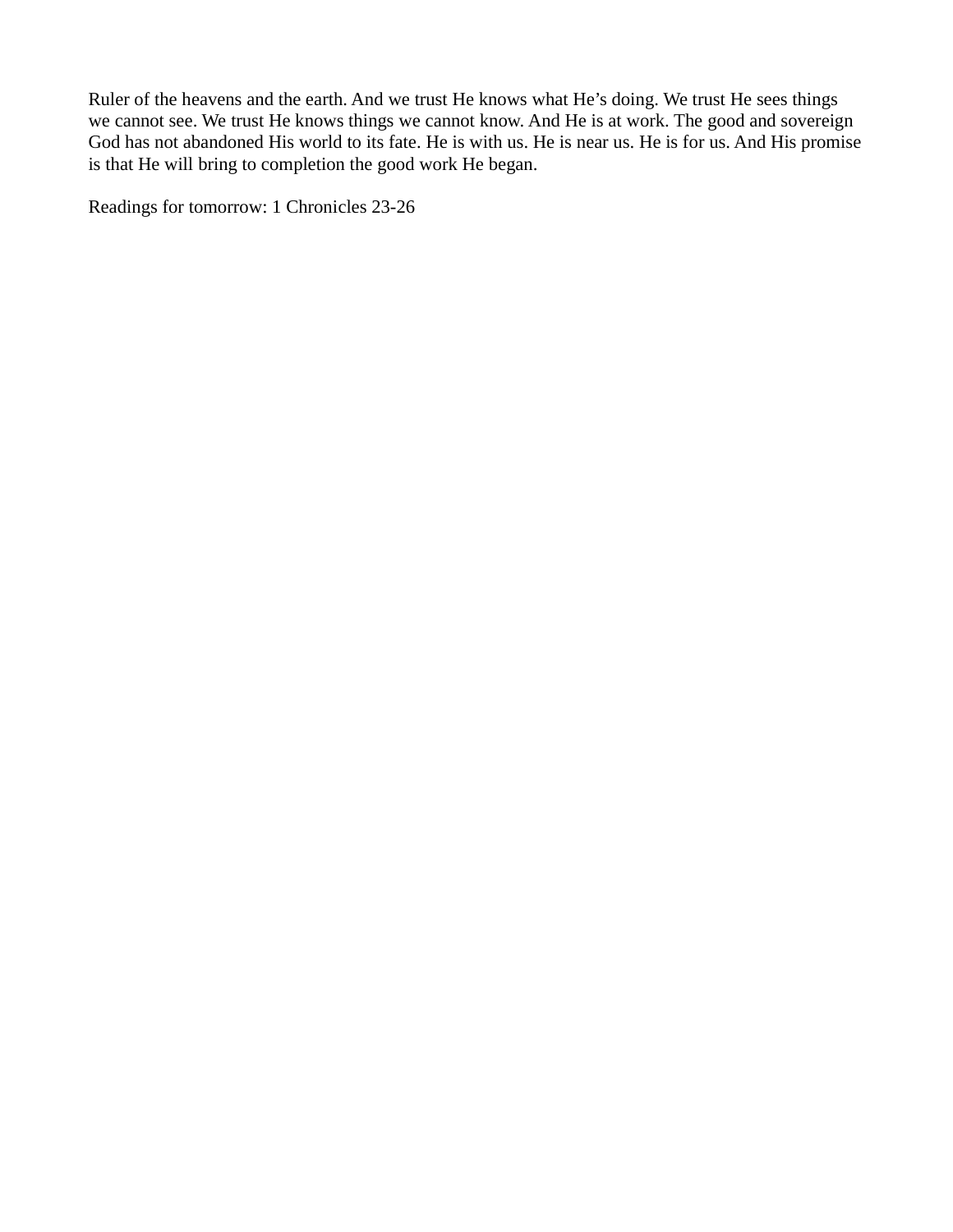Ruler of the heavens and the earth. And we trust He knows what He’s doing. We trust He sees things we cannot see. We trust He knows things we cannot know. And He is at work. The good and sovereign God has not abandoned His world to its fate. He is with us. He is near us. He is for us. And His promise is that He will bring to completion the good work He began.

Readings for tomorrow: 1 Chronicles 23-26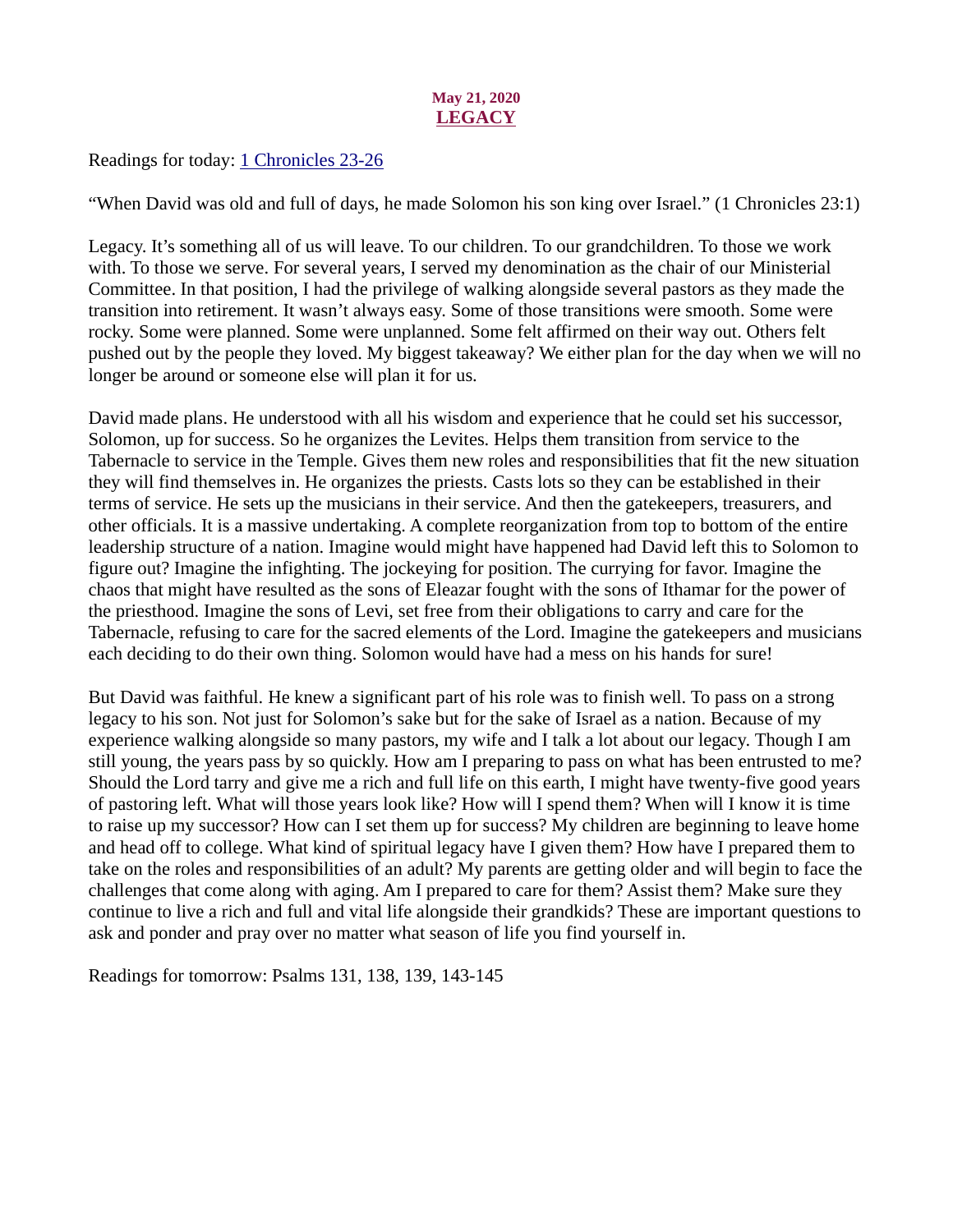**May 21, 2020**

# LEGACY

Readings for today: [1 Chronicles 23-26]

"When David was old and full of days, he made Solomon his son king over Israel." (1 Chronicles 23:1)

Legacy. It's something all of us will leave. To our children. To our grandchildren. To those we work with. To those we serve. For several years, I served my denomination as the chair of our Ministerial Committee. In that position, I had the privilege of walking alongside several pastors as they made the transition into retirement. It wasn't always easy. Some of those transitions were smooth. Some were rocky. Some were planned. Some were unplanned. Some felt affirmed on their way out. Others felt pushed out by the people they loved. My biggest takeaway? We either plan for the day when we will no longer be around or someone else will plan it for us.

David made plans. He understood with all his wisdom and experience that he could set his successor, Solomon, up for success. So he organizes the Levites. Helps them transition from service to the Tabernacle to service in the Temple. Gives them new roles and responsibilities that fit the new situation they will find themselves in. He organizes the priests. Casts lots so they can be established in their terms of service. He sets up the musicians in their service. And then the gatekeepers, treasurers, and other officials. It is a massive undertaking. A complete reorganization from top to bottom of the entire leadership structure of a nation. Imagine would might have happened had David left this to Solomon to figure out? Imagine the infighting. The jockeying for position. The currying for favor. Imagine the chaos that might have resulted as the sons of Eleazar fought with the sons of Ithamar for the power of the priesthood. Imagine the sons of Levi, set free from their obligations to carry and care for the Tabernacle, refusing to care for the sacred elements of the Lord. Imagine the gatekeepers and musicians each deciding to do their own thing. Solomon would have had a mess on his hands for sure!

But David was faithful. He knew a significant part of his role was to finish well. To pass on a strong legacy to his son. Not just for Solomon's sake but for the sake of Israel as a nation. Because of my experience walking alongside so many pastors, my wife and I talk a lot about our legacy. Though I am still young, the years pass by so quickly. How am I preparing to pass on what has been entrusted to me? Should the Lord tarry and give me a rich and full life on this earth, I might have twenty-five good years of pastoring left. What will those years look like? How will I spend them? When will I know it is time to raise up my successor? How can I set them up for success? My children are beginning to leave home and head off to college. What kind of spiritual legacy have I given them? How have I prepared them to take on the roles and responsibilities of an adult? My parents are getting older and will begin to face the challenges that come along with aging. Am I prepared to care for them? Assist them? Make sure they continue to live a rich and full and vital life alongside their grandkids? These are important questions to ask and ponder and pray over no matter what season of life you find yourself in.

Readings for tomorrow: Psalms 131, 138, 139, 143-145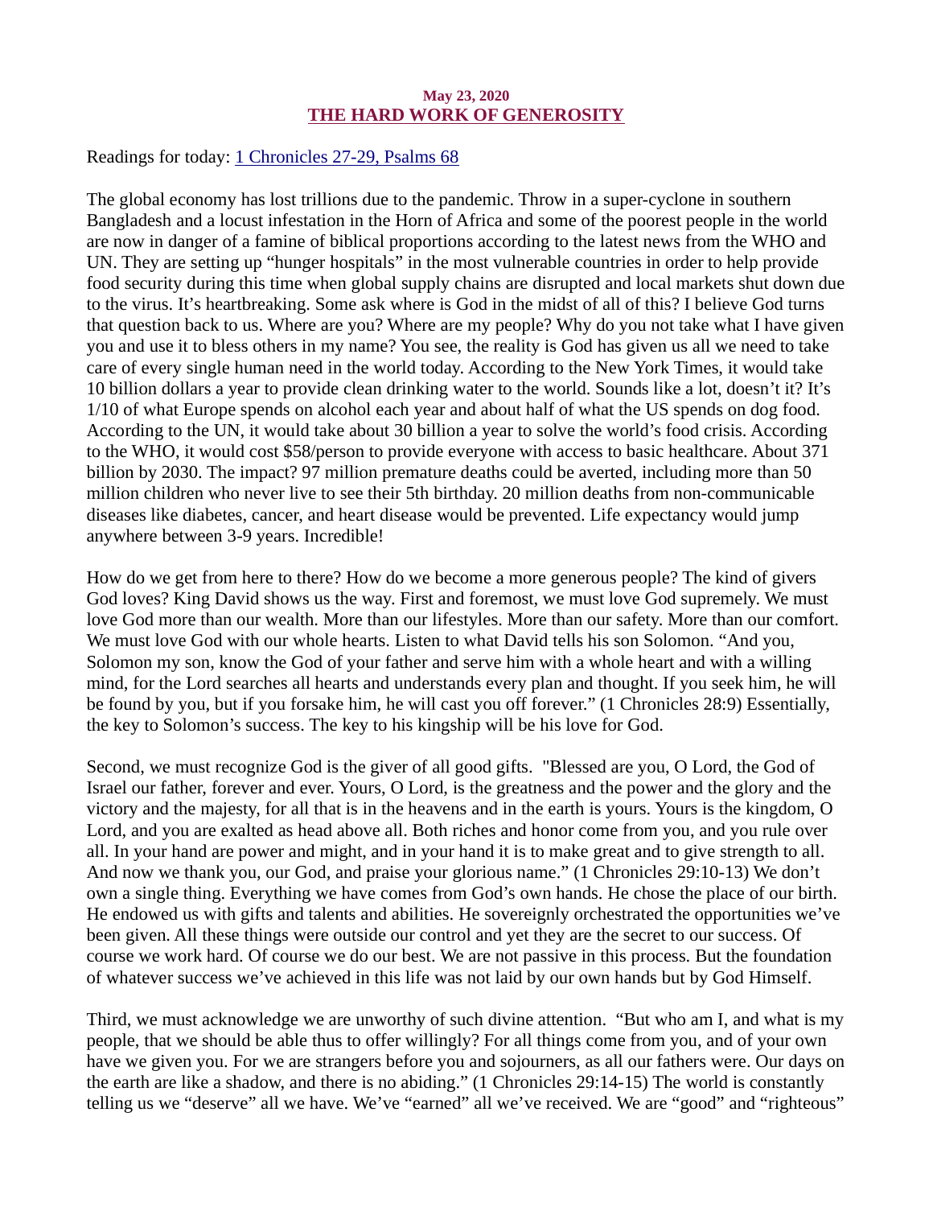May 23, 2020

## [THE HARD WORK OF GENEROSITY]

Readings for today: [1 Chronicles 27-29, Psalms 68]

The global economy has lost trillions due to the pandemic. Throw in a super-cyclone in southern Bangladesh and a locust infestation in the Horn of Africa and some of the poorest people in the world are now in danger of a famine of biblical proportions according to the latest news from the WHO and UN. They are setting up "hunger hospitals" in the most vulnerable countries in order to help provide food security during this time when global supply chains are disrupted and local markets shut down due to the virus. It's heartbreaking. Some ask where is God in the midst of all of this? I believe God turns that question back to us. Where are you? Where are my people? Why do you not take what I have given you and use it to bless others in my name? You see, the reality is God has given us all we need to take care of every single human need in the world today. According to the New York Times, it would take 10 billion dollars a year to provide clean drinking water to the world. Sounds like a lot, doesn't it? It's 1/10 of what Europe spends on alcohol each year and about half of what the US spends on dog food. According to the UN, it would take about 30 billion a year to solve the world's food crisis. According to the WHO, it would cost $58/person to provide everyone with access to basic healthcare. About 371 billion by 2030. The impact? 97 million premature deaths could be averted, including more than 50 million children who never live to see their 5th birthday. 20 million deaths from non-communicable diseases like diabetes, cancer, and heart disease would be prevented. Life expectancy would jump anywhere between 3-9 years. Incredible!

How do we get from here to there? How do we become a more generous people? The kind of givers God loves? King David shows us the way. First and foremost, we must love God supremely. We must love God more than our wealth. More than our lifestyles. More than our safety. More than our comfort. We must love God with our whole hearts. Listen to what David tells his son Solomon. "And you, Solomon my son, know the God of your father and serve him with a whole heart and with a willing mind, for the Lord searches all hearts and understands every plan and thought. If you seek him, he will be found by you, but if you forsake him, he will cast you off forever." (1 Chronicles 28:9) Essentially, the key to Solomon's success. The key to his kingship will be his love for God.

Second, we must recognize God is the giver of all good gifts. "Blessed are you, O Lord, the God of Israel our father, forever and ever. Yours, O Lord, is the greatness and the power and the glory and the victory and the majesty, for all that is in the heavens and in the earth is yours. Yours is the kingdom, O Lord, and you are exalted as head above all. Both riches and honor come from you, and you rule over all. In your hand are power and might, and in your hand it is to make great and to give strength to all. And now we thank you, our God, and praise your glorious name." (1 Chronicles 29:10-13) We don't own a single thing. Everything we have comes from God's own hands. He chose the place of our birth. He endowed us with gifts and talents and abilities. He sovereignly orchestrated the opportunities we've been given. All these things were outside our control and yet they are the secret to our success. Of course we work hard. Of course we do our best. We are not passive in this process. But the foundation of whatever success we've achieved in this life was not laid by our own hands but by God Himself.

Third, we must acknowledge we are unworthy of such divine attention. "But who am I, and what is my people, that we should be able thus to offer willingly? For all things come from you, and of your own have we given you. For we are strangers before you and sojourners, as all our fathers were. Our days on the earth are like a shadow, and there is no abiding." (1 Chronicles 29:14-15) The world is constantly telling us we "deserve" all we have. We've "earned" all we've received. We are "good" and "righteous"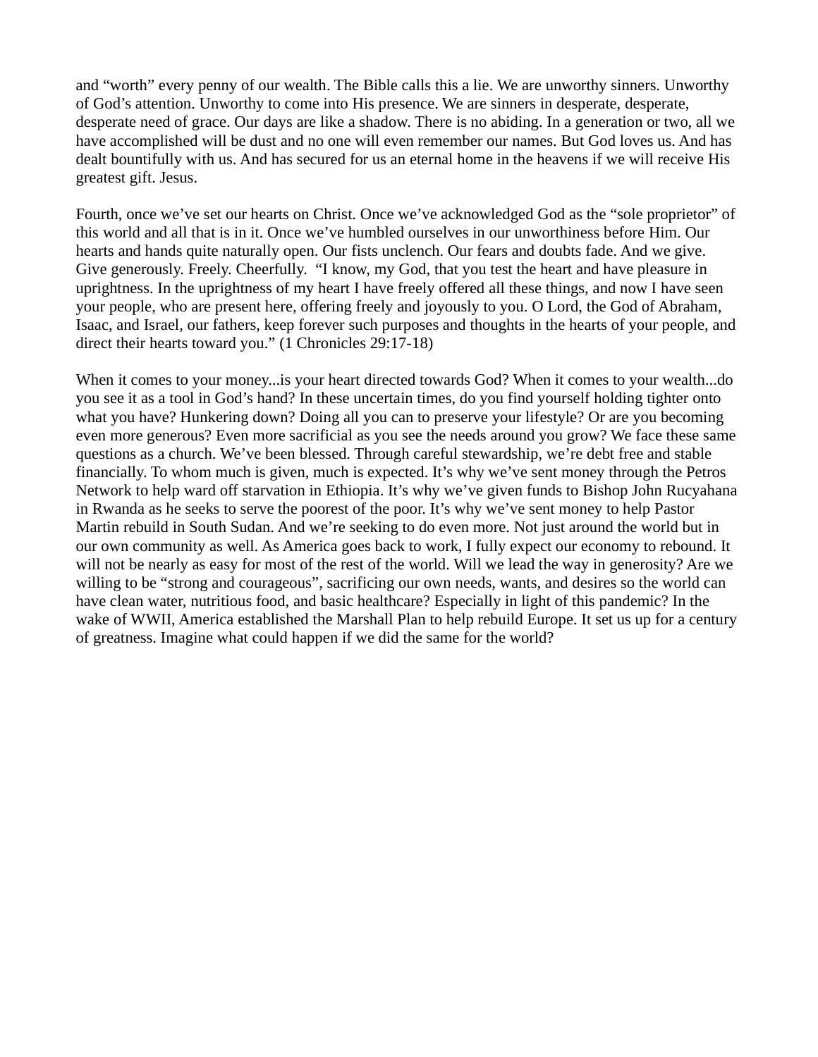and “worth” every penny of our wealth. The Bible calls this a lie. We are unworthy sinners. Unworthy of God’s attention. Unworthy to come into His presence. We are sinners in desperate, desperate, desperate need of grace. Our days are like a shadow. There is no abiding. In a generation or two, all we have accomplished will be dust and no one will even remember our names. But God loves us. And has dealt bountifully with us. And has secured for us an eternal home in the heavens if we will receive His greatest gift. Jesus.

Fourth, once we’ve set our hearts on Christ. Once we’ve acknowledged God as the “sole proprietor” of this world and all that is in it. Once we’ve humbled ourselves in our unworthiness before Him. Our hearts and hands quite naturally open. Our fists unclench. Our fears and doubts fade. And we give. Give generously. Freely. Cheerfully.  “I know, my God, that you test the heart and have pleasure in uprightness. In the uprightness of my heart I have freely offered all these things, and now I have seen your people, who are present here, offering freely and joyously to you. O Lord, the God of Abraham, Isaac, and Israel, our fathers, keep forever such purposes and thoughts in the hearts of your people, and direct their hearts toward you.” (1 Chronicles 29:17-18)

When it comes to your money...is your heart directed towards God? When it comes to your wealth...do you see it as a tool in God’s hand? In these uncertain times, do you find yourself holding tighter onto what you have? Hunkering down? Doing all you can to preserve your lifestyle? Or are you becoming even more generous? Even more sacrificial as you see the needs around you grow? We face these same questions as a church. We’ve been blessed. Through careful stewardship, we’re debt free and stable financially. To whom much is given, much is expected. It’s why we’ve sent money through the Petros Network to help ward off starvation in Ethiopia. It’s why we’ve given funds to Bishop John Rucyahana in Rwanda as he seeks to serve the poorest of the poor. It’s why we’ve sent money to help Pastor Martin rebuild in South Sudan. And we’re seeking to do even more. Not just around the world but in our own community as well. As America goes back to work, I fully expect our economy to rebound. It will not be nearly as easy for most of the rest of the world. Will we lead the way in generosity? Are we willing to be “strong and courageous”, sacrificing our own needs, wants, and desires so the world can have clean water, nutritious food, and basic healthcare? Especially in light of this pandemic? In the wake of WWII, America established the Marshall Plan to help rebuild Europe. It set us up for a century of greatness. Imagine what could happen if we did the same for the world?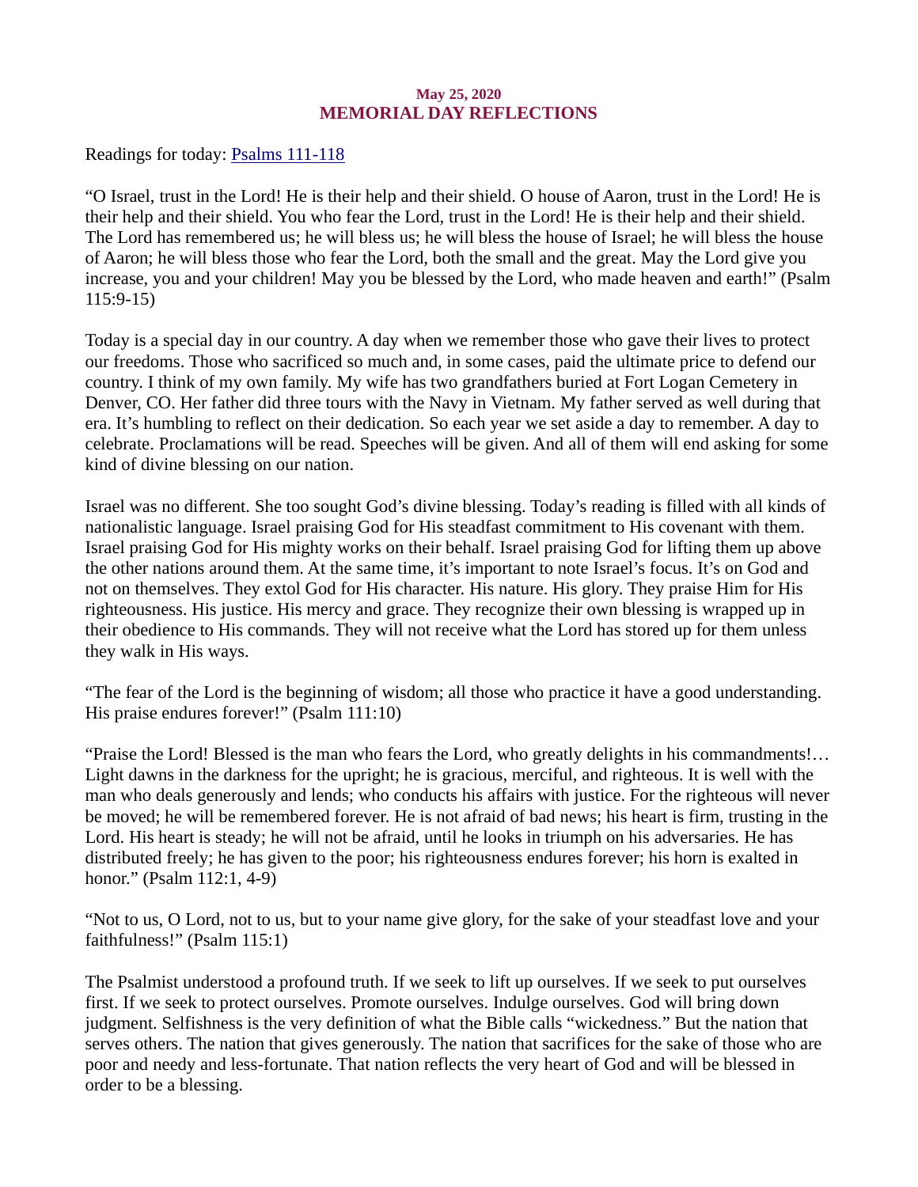May 25, 2020

## MEMORIAL DAY REFLECTIONS

Readings for today: [Psalms 111-118]

"O Israel, trust in the Lord! He is their help and their shield. O house of Aaron, trust in the Lord! He is their help and their shield. You who fear the Lord, trust in the Lord! He is their help and their shield. The Lord has remembered us; he will bless us; he will bless the house of Israel; he will bless the house of Aaron; he will bless those who fear the Lord, both the small and the great. May the Lord give you increase, you and your children! May you be blessed by the Lord, who made heaven and earth!" (Psalm 115:9-15)

Today is a special day in our country. A day when we remember those who gave their lives to protect our freedoms. Those who sacrificed so much and, in some cases, paid the ultimate price to defend our country. I think of my own family. My wife has two grandfathers buried at Fort Logan Cemetery in Denver, CO. Her father did three tours with the Navy in Vietnam. My father served as well during that era. It's humbling to reflect on their dedication. So each year we set aside a day to remember. A day to celebrate. Proclamations will be read. Speeches will be given. And all of them will end asking for some kind of divine blessing on our nation.

Israel was no different. She too sought God's divine blessing. Today's reading is filled with all kinds of nationalistic language. Israel praising God for His steadfast commitment to His covenant with them. Israel praising God for His mighty works on their behalf. Israel praising God for lifting them up above the other nations around them. At the same time, it's important to note Israel's focus. It's on God and not on themselves. They extol God for His character. His nature. His glory. They praise Him for His righteousness. His justice. His mercy and grace. They recognize their own blessing is wrapped up in their obedience to His commands. They will not receive what the Lord has stored up for them unless they walk in His ways.

"The fear of the Lord is the beginning of wisdom; all those who practice it have a good understanding. His praise endures forever!" (Psalm 111:10)

"Praise the Lord! Blessed is the man who fears the Lord, who greatly delights in his commandments!… Light dawns in the darkness for the upright; he is gracious, merciful, and righteous. It is well with the man who deals generously and lends; who conducts his affairs with justice. For the righteous will never be moved; he will be remembered forever. He is not afraid of bad news; his heart is firm, trusting in the Lord. His heart is steady; he will not be afraid, until he looks in triumph on his adversaries. He has distributed freely; he has given to the poor; his righteousness endures forever; his horn is exalted in honor." (Psalm 112:1, 4-9)

"Not to us, O Lord, not to us, but to your name give glory, for the sake of your steadfast love and your faithfulness!" (Psalm 115:1)

The Psalmist understood a profound truth. If we seek to lift up ourselves. If we seek to put ourselves first. If we seek to protect ourselves. Promote ourselves. Indulge ourselves. God will bring down judgment. Selfishness is the very definition of what the Bible calls "wickedness." But the nation that serves others. The nation that gives generously. The nation that sacrifices for the sake of those who are poor and needy and less-fortunate. That nation reflects the very heart of God and will be blessed in order to be a blessing.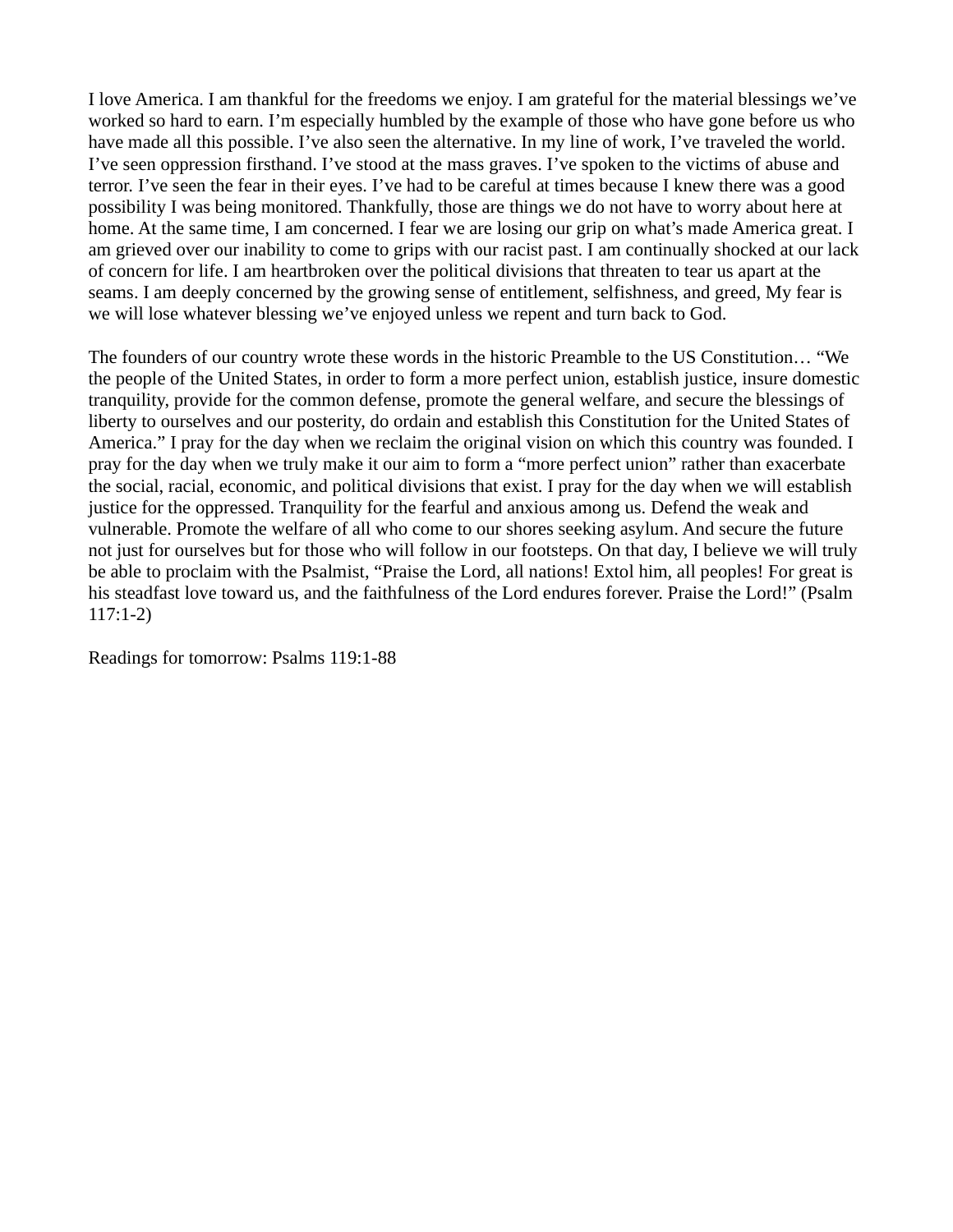I love America. I am thankful for the freedoms we enjoy. I am grateful for the material blessings we've worked so hard to earn. I'm especially humbled by the example of those who have gone before us who have made all this possible. I've also seen the alternative. In my line of work, I've traveled the world. I've seen oppression firsthand. I've stood at the mass graves. I've spoken to the victims of abuse and terror. I've seen the fear in their eyes. I've had to be careful at times because I knew there was a good possibility I was being monitored. Thankfully, those are things we do not have to worry about here at home. At the same time, I am concerned. I fear we are losing our grip on what's made America great. I am grieved over our inability to come to grips with our racist past. I am continually shocked at our lack of concern for life. I am heartbroken over the political divisions that threaten to tear us apart at the seams. I am deeply concerned by the growing sense of entitlement, selfishness, and greed, My fear is we will lose whatever blessing we've enjoyed unless we repent and turn back to God.

The founders of our country wrote these words in the historic Preamble to the US Constitution… "We the people of the United States, in order to form a more perfect union, establish justice, insure domestic tranquility, provide for the common defense, promote the general welfare, and secure the blessings of liberty to ourselves and our posterity, do ordain and establish this Constitution for the United States of America." I pray for the day when we reclaim the original vision on which this country was founded. I pray for the day when we truly make it our aim to form a "more perfect union" rather than exacerbate the social, racial, economic, and political divisions that exist. I pray for the day when we will establish justice for the oppressed. Tranquility for the fearful and anxious among us. Defend the weak and vulnerable. Promote the welfare of all who come to our shores seeking asylum. And secure the future not just for ourselves but for those who will follow in our footsteps. On that day, I believe we will truly be able to proclaim with the Psalmist, "Praise the Lord, all nations! Extol him, all peoples! For great is his steadfast love toward us, and the faithfulness of the Lord endures forever. Praise the Lord!" (Psalm 117:1-2)

Readings for tomorrow: Psalms 119:1-88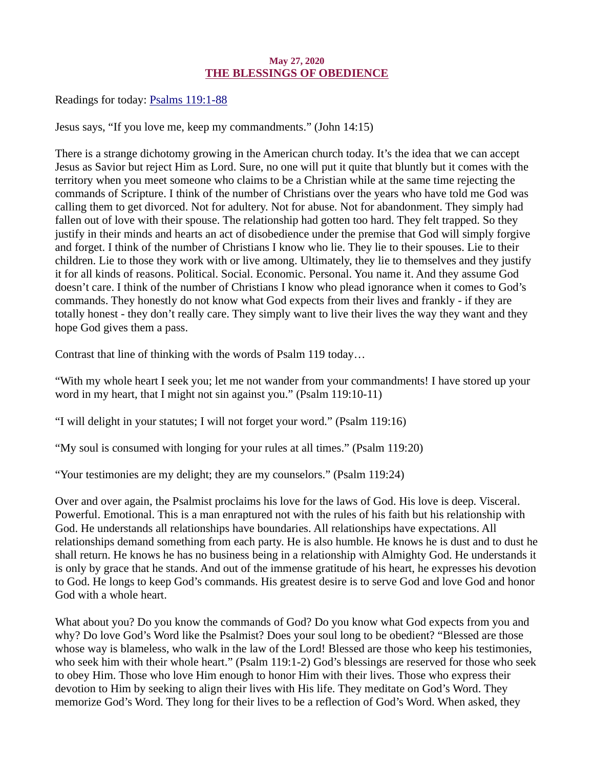May 27, 2020

# THE BLESSINGS OF OBEDIENCE

Readings for today: [Psalms 119:1-88]

Jesus says, “If you love me, keep my commandments.” (John 14:15)

There is a strange dichotomy growing in the American church today. It’s the idea that we can accept Jesus as Savior but reject Him as Lord. Sure, no one will put it quite that bluntly but it comes with the territory when you meet someone who claims to be a Christian while at the same time rejecting the commands of Scripture. I think of the number of Christians over the years who have told me God was calling them to get divorced. Not for adultery. Not for abuse. Not for abandonment. They simply had fallen out of love with their spouse. The relationship had gotten too hard. They felt trapped. So they justify in their minds and hearts an act of disobedience under the premise that God will simply forgive and forget. I think of the number of Christians I know who lie. They lie to their spouses. Lie to their children. Lie to those they work with or live among. Ultimately, they lie to themselves and they justify it for all kinds of reasons. Political. Social. Economic. Personal. You name it. And they assume God doesn’t care. I think of the number of Christians I know who plead ignorance when it comes to God’s commands. They honestly do not know what God expects from their lives and frankly - if they are totally honest - they don’t really care. They simply want to live their lives the way they want and they hope God gives them a pass.

Contrast that line of thinking with the words of Psalm 119 today…

“With my whole heart I seek you; let me not wander from your commandments! I have stored up your word in my heart, that I might not sin against you.” (Psalm 119:10-11)

“I will delight in your statutes; I will not forget your word.” (Psalm 119:16)

“My soul is consumed with longing for your rules at all times.” (Psalm 119:20)

“Your testimonies are my delight; they are my counselors.” (Psalm 119:24)

Over and over again, the Psalmist proclaims his love for the laws of God. His love is deep. Visceral. Powerful. Emotional. This is a man enraptured not with the rules of his faith but his relationship with God. He understands all relationships have boundaries. All relationships have expectations. All relationships demand something from each party. He is also humble. He knows he is dust and to dust he shall return. He knows he has no business being in a relationship with Almighty God. He understands it is only by grace that he stands. And out of the immense gratitude of his heart, he expresses his devotion to God. He longs to keep God’s commands. His greatest desire is to serve God and love God and honor God with a whole heart.

What about you? Do you know the commands of God? Do you know what God expects from you and why? Do love God’s Word like the Psalmist? Does your soul long to be obedient? “Blessed are those whose way is blameless, who walk in the law of the Lord! Blessed are those who keep his testimonies, who seek him with their whole heart.” (Psalm 119:1-2) God’s blessings are reserved for those who seek to obey Him. Those who love Him enough to honor Him with their lives. Those who express their devotion to Him by seeking to align their lives with His life. They meditate on God’s Word. They memorize God’s Word. They long for their lives to be a reflection of God’s Word. When asked, they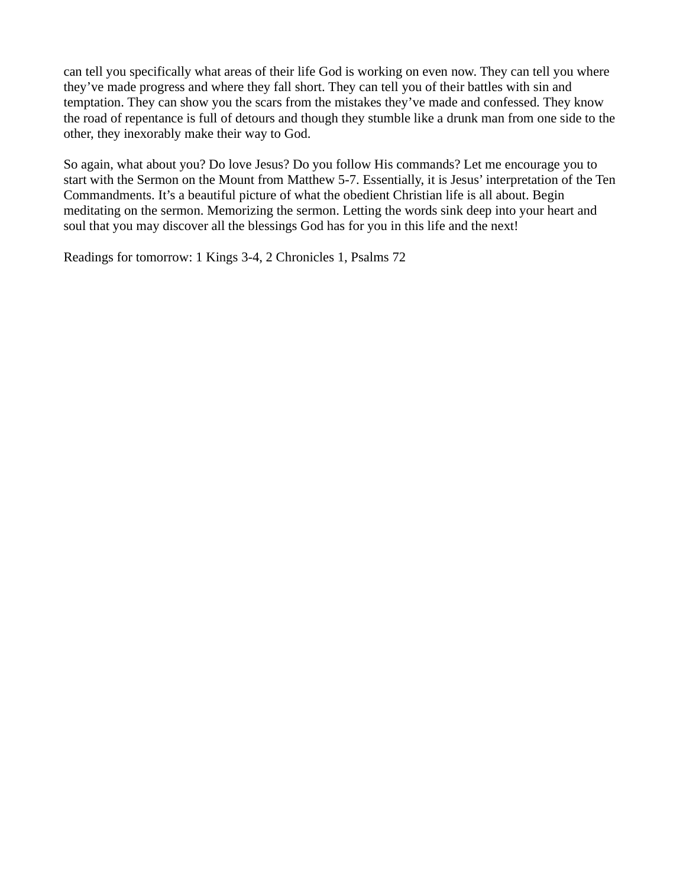can tell you specifically what areas of their life God is working on even now. They can tell you where they've made progress and where they fall short. They can tell you of their battles with sin and temptation. They can show you the scars from the mistakes they've made and confessed. They know the road of repentance is full of detours and though they stumble like a drunk man from one side to the other, they inexorably make their way to God.

So again, what about you? Do love Jesus? Do you follow His commands? Let me encourage you to start with the Sermon on the Mount from Matthew 5-7. Essentially, it is Jesus' interpretation of the Ten Commandments. It's a beautiful picture of what the obedient Christian life is all about. Begin meditating on the sermon. Memorizing the sermon. Letting the words sink deep into your heart and soul that you may discover all the blessings God has for you in this life and the next!

Readings for tomorrow: 1 Kings 3-4, 2 Chronicles 1, Psalms 72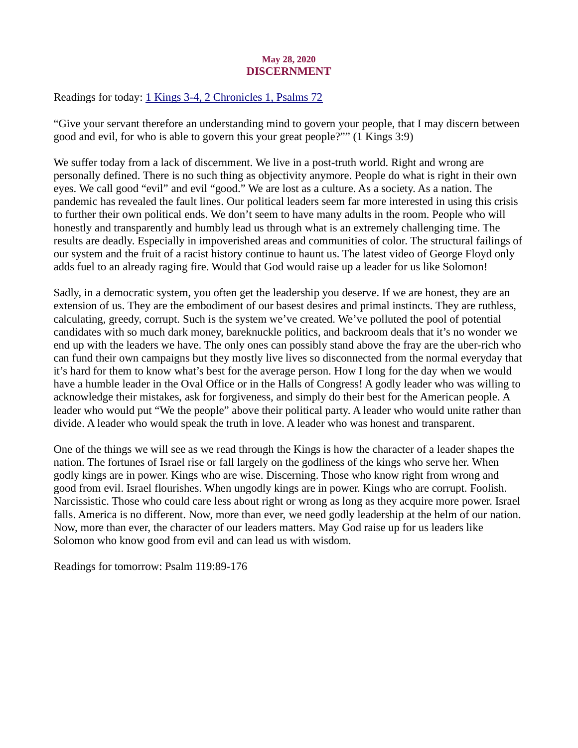**May 28, 2020**

# DISCERNMENT

Readings for today: [1 Kings 3-4, 2 Chronicles 1, Psalms 72]()

"Give your servant therefore an understanding mind to govern your people, that I may discern between good and evil, for who is able to govern this your great people?"" (1 Kings 3:9)

We suffer today from a lack of discernment. We live in a post-truth world. Right and wrong are personally defined. There is no such thing as objectivity anymore. People do what is right in their own eyes. We call good "evil" and evil "good." We are lost as a culture. As a society. As a nation. The pandemic has revealed the fault lines. Our political leaders seem far more interested in using this crisis to further their own political ends. We don't seem to have many adults in the room. People who will honestly and transparently and humbly lead us through what is an extremely challenging time. The results are deadly. Especially in impoverished areas and communities of color. The structural failings of our system and the fruit of a racist history continue to haunt us. The latest video of George Floyd only adds fuel to an already raging fire. Would that God would raise up a leader for us like Solomon!

Sadly, in a democratic system, you often get the leadership you deserve. If we are honest, they are an extension of us. They are the embodiment of our basest desires and primal instincts. They are ruthless, calculating, greedy, corrupt. Such is the system we've created. We've polluted the pool of potential candidates with so much dark money, bareknuckle politics, and backroom deals that it's no wonder we end up with the leaders we have. The only ones can possibly stand above the fray are the uber-rich who can fund their own campaigns but they mostly live lives so disconnected from the normal everyday that it's hard for them to know what's best for the average person. How I long for the day when we would have a humble leader in the Oval Office or in the Halls of Congress! A godly leader who was willing to acknowledge their mistakes, ask for forgiveness, and simply do their best for the American people. A leader who would put "We the people" above their political party. A leader who would unite rather than divide. A leader who would speak the truth in love. A leader who was honest and transparent.

One of the things we will see as we read through the Kings is how the character of a leader shapes the nation. The fortunes of Israel rise or fall largely on the godliness of the kings who serve her. When godly kings are in power. Kings who are wise. Discerning. Those who know right from wrong and good from evil. Israel flourishes. When ungodly kings are in power. Kings who are corrupt. Foolish. Narcissistic. Those who could care less about right or wrong as long as they acquire more power. Israel falls. America is no different. Now, more than ever, we need godly leadership at the helm of our nation. Now, more than ever, the character of our leaders matters. May God raise up for us leaders like Solomon who know good from evil and can lead us with wisdom.

Readings for tomorrow: Psalm 119:89-176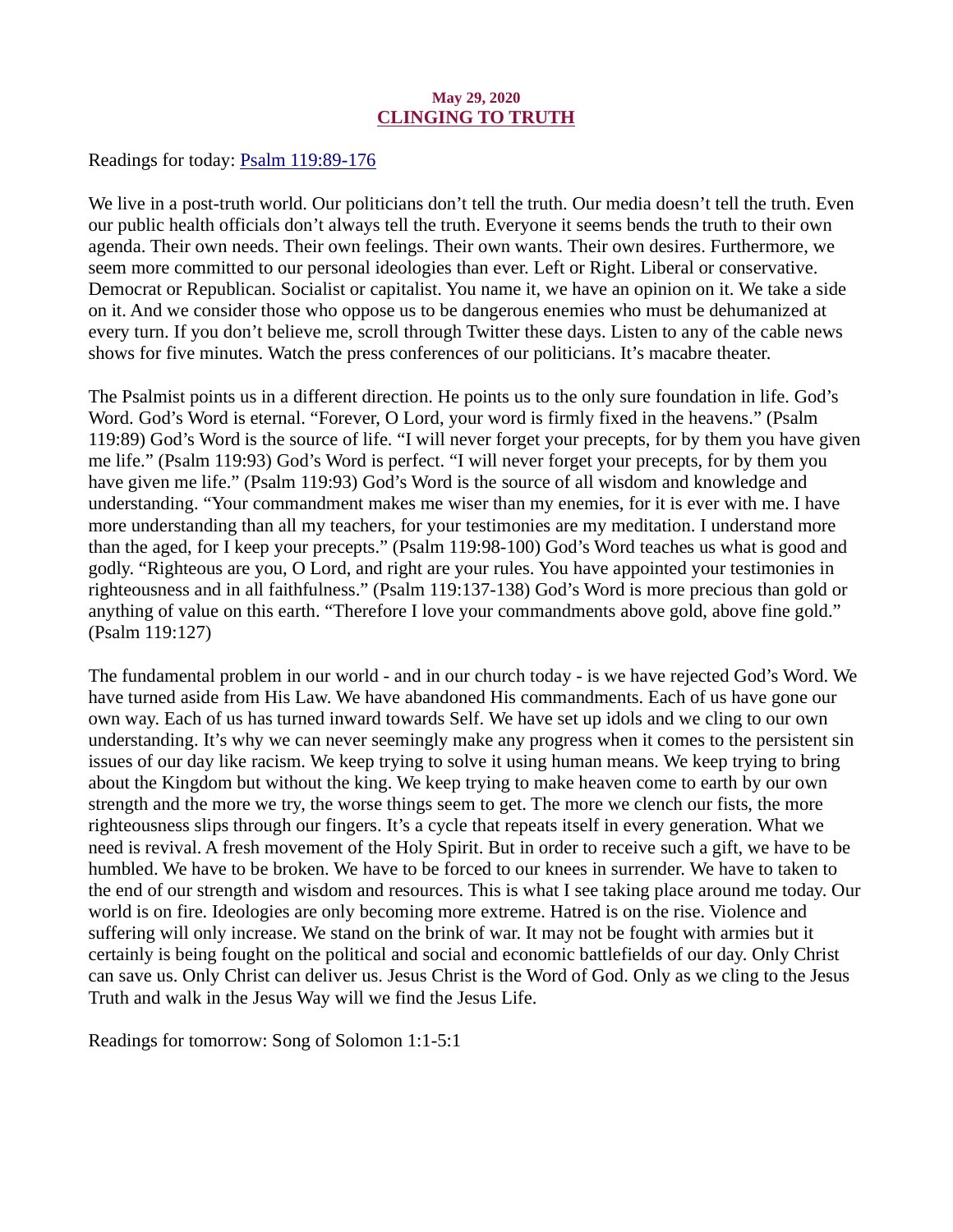May 29, 2020

# CLINGING TO TRUTH

Readings for today: [Psalm 119:89-176]

We live in a post-truth world. Our politicians don't tell the truth. Our media doesn't tell the truth. Even our public health officials don't always tell the truth. Everyone it seems bends the truth to their own agenda. Their own needs. Their own feelings. Their own wants. Their own desires. Furthermore, we seem more committed to our personal ideologies than ever. Left or Right. Liberal or conservative. Democrat or Republican. Socialist or capitalist. You name it, we have an opinion on it. We take a side on it. And we consider those who oppose us to be dangerous enemies who must be dehumanized at every turn. If you don't believe me, scroll through Twitter these days. Listen to any of the cable news shows for five minutes. Watch the press conferences of our politicians. It's macabre theater.

The Psalmist points us in a different direction. He points us to the only sure foundation in life. God's Word. God's Word is eternal. "Forever, O Lord, your word is firmly fixed in the heavens." (Psalm 119:89) God's Word is the source of life. "I will never forget your precepts, for by them you have given me life." (Psalm 119:93) God's Word is perfect. "I will never forget your precepts, for by them you have given me life." (Psalm 119:93) God's Word is the source of all wisdom and knowledge and understanding. "Your commandment makes me wiser than my enemies, for it is ever with me. I have more understanding than all my teachers, for your testimonies are my meditation. I understand more than the aged, for I keep your precepts." (Psalm 119:98-100) God's Word teaches us what is good and godly. "Righteous are you, O Lord, and right are your rules. You have appointed your testimonies in righteousness and in all faithfulness." (Psalm 119:137-138) God's Word is more precious than gold or anything of value on this earth. "Therefore I love your commandments above gold, above fine gold." (Psalm 119:127)

The fundamental problem in our world - and in our church today - is we have rejected God's Word. We have turned aside from His Law. We have abandoned His commandments. Each of us have gone our own way. Each of us has turned inward towards Self. We have set up idols and we cling to our own understanding. It's why we can never seemingly make any progress when it comes to the persistent sin issues of our day like racism. We keep trying to solve it using human means. We keep trying to bring about the Kingdom but without the king. We keep trying to make heaven come to earth by our own strength and the more we try, the worse things seem to get. The more we clench our fists, the more righteousness slips through our fingers. It's a cycle that repeats itself in every generation. What we need is revival. A fresh movement of the Holy Spirit. But in order to receive such a gift, we have to be humbled. We have to be broken. We have to be forced to our knees in surrender. We have to taken to the end of our strength and wisdom and resources. This is what I see taking place around me today. Our world is on fire. Ideologies are only becoming more extreme. Hatred is on the rise. Violence and suffering will only increase. We stand on the brink of war. It may not be fought with armies but it certainly is being fought on the political and social and economic battlefields of our day. Only Christ can save us. Only Christ can deliver us. Jesus Christ is the Word of God. Only as we cling to the Jesus Truth and walk in the Jesus Way will we find the Jesus Life.

Readings for tomorrow: Song of Solomon 1:1-5:1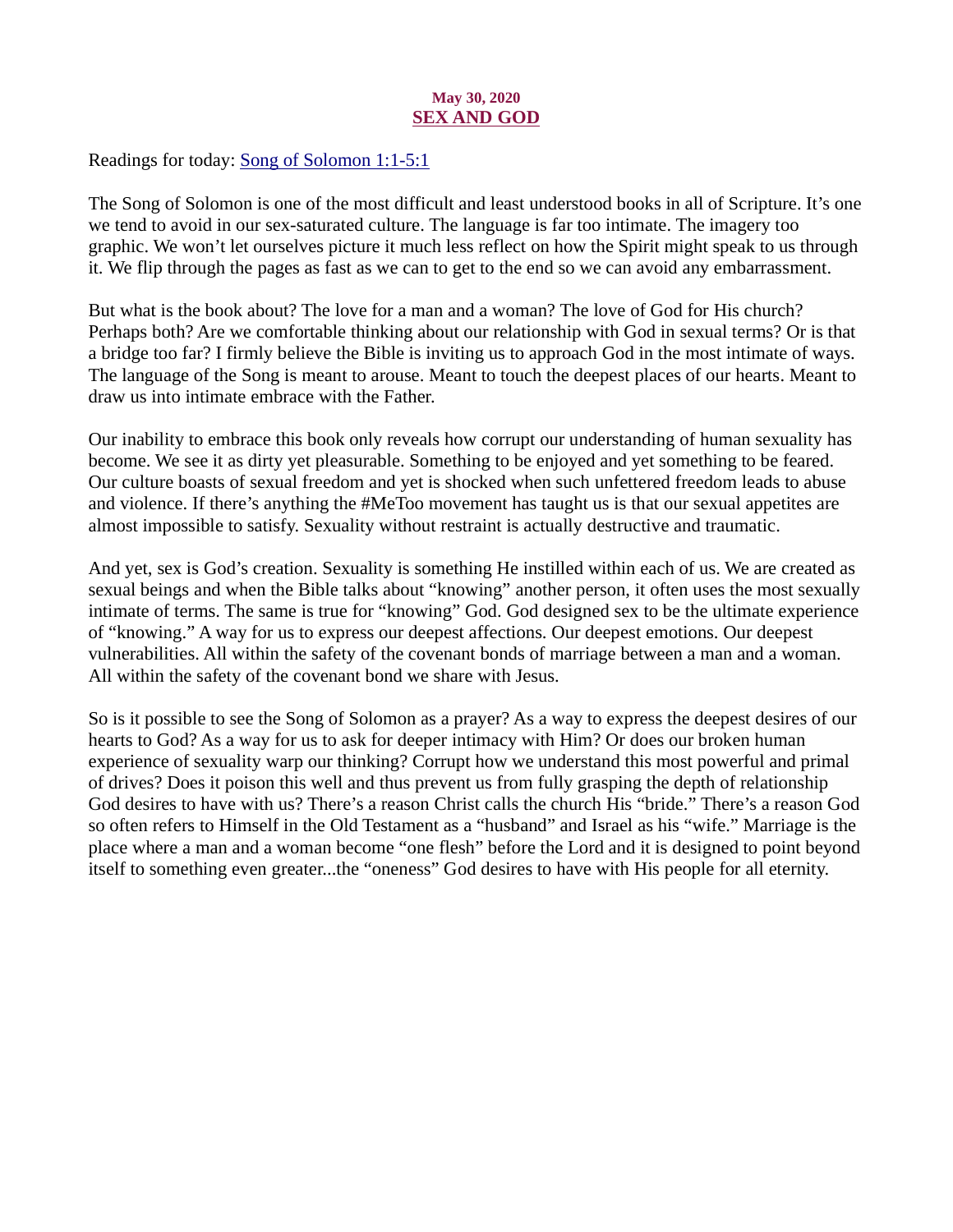**May 30, 2020**

# SEX AND GOD

Readings for today: Song of Solomon 1:1-5:1

The Song of Solomon is one of the most difficult and least understood books in all of Scripture. It's one we tend to avoid in our sex-saturated culture. The language is far too intimate. The imagery too graphic. We won't let ourselves picture it much less reflect on how the Spirit might speak to us through it. We flip through the pages as fast as we can to get to the end so we can avoid any embarrassment.

But what is the book about? The love for a man and a woman? The love of God for His church? Perhaps both? Are we comfortable thinking about our relationship with God in sexual terms? Or is that a bridge too far? I firmly believe the Bible is inviting us to approach God in the most intimate of ways. The language of the Song is meant to arouse. Meant to touch the deepest places of our hearts. Meant to draw us into intimate embrace with the Father.

Our inability to embrace this book only reveals how corrupt our understanding of human sexuality has become. We see it as dirty yet pleasurable. Something to be enjoyed and yet something to be feared. Our culture boasts of sexual freedom and yet is shocked when such unfettered freedom leads to abuse and violence. If there's anything the #MeToo movement has taught us is that our sexual appetites are almost impossible to satisfy. Sexuality without restraint is actually destructive and traumatic.

And yet, sex is God's creation. Sexuality is something He instilled within each of us. We are created as sexual beings and when the Bible talks about "knowing" another person, it often uses the most sexually intimate of terms. The same is true for "knowing" God. God designed sex to be the ultimate experience of "knowing." A way for us to express our deepest affections. Our deepest emotions. Our deepest vulnerabilities. All within the safety of the covenant bonds of marriage between a man and a woman. All within the safety of the covenant bond we share with Jesus.

So is it possible to see the Song of Solomon as a prayer? As a way to express the deepest desires of our hearts to God? As a way for us to ask for deeper intimacy with Him? Or does our broken human experience of sexuality warp our thinking? Corrupt how we understand this most powerful and primal of drives? Does it poison this well and thus prevent us from fully grasping the depth of relationship God desires to have with us? There's a reason Christ calls the church His "bride." There's a reason God so often refers to Himself in the Old Testament as a "husband" and Israel as his "wife." Marriage is the place where a man and a woman become "one flesh" before the Lord and it is designed to point beyond itself to something even greater...the "oneness" God desires to have with His people for all eternity.